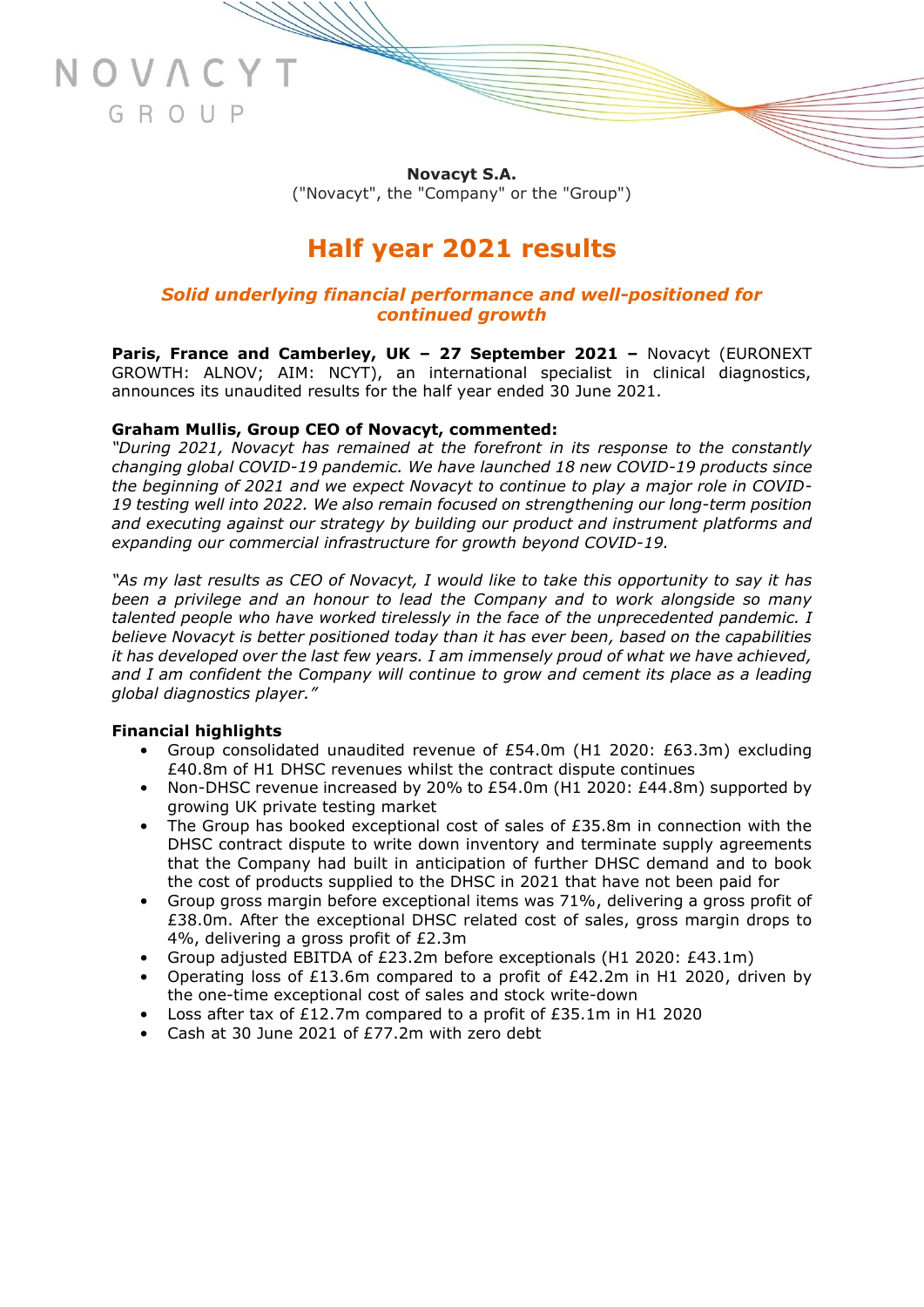**Novacyt S.A.**
("Novacyt", the "Company" or the "Group")

# Half year 2021 results

## *Solid underlying financial performance and well-positioned for continued growth*

**Paris, France and Camberley, UK – 27 September 2021 –** Novacyt (EURONEXT GROWTH: ALNOV; AIM: NCYT), an international specialist in clinical diagnostics, announces its unaudited results for the half year ended 30 June 2021.

**Graham Mullis, Group CEO of Novacyt, commented:**

*"During 2021, Novacyt has remained at the forefront in its response to the constantly changing global COVID-19 pandemic. We have launched 18 new COVID-19 products since the beginning of 2021 and we expect Novacyt to continue to play a major role in COVID-19 testing well into 2022. We also remain focused on strengthening our long-term position and executing against our strategy by building our product and instrument platforms and expanding our commercial infrastructure for growth beyond COVID-19.*

*"As my last results as CEO of Novacyt, I would like to take this opportunity to say it has been a privilege and an honour to lead the Company and to work alongside so many talented people who have worked tirelessly in the face of the unprecedented pandemic. I believe Novacyt is better positioned today than it has ever been, based on the capabilities it has developed over the last few years. I am immensely proud of what we have achieved, and I am confident the Company will continue to grow and cement its place as a leading global diagnostics player."*

**Financial highlights**

- Group consolidated unaudited revenue of £54.0m (H1 2020: £63.3m) excluding £40.8m of H1 DHSC revenues whilst the contract dispute continues
- Non-DHSC revenue increased by 20% to £54.0m (H1 2020: £44.8m) supported by growing UK private testing market
- The Group has booked exceptional cost of sales of £35.8m in connection with the DHSC contract dispute to write down inventory and terminate supply agreements that the Company had built in anticipation of further DHSC demand and to book the cost of products supplied to the DHSC in 2021 that have not been paid for
- Group gross margin before exceptional items was 71%, delivering a gross profit of £38.0m. After the exceptional DHSC related cost of sales, gross margin drops to 4%, delivering a gross profit of £2.3m
- Group adjusted EBITDA of £23.2m before exceptionals (H1 2020: £43.1m)
- Operating loss of £13.6m compared to a profit of £42.2m in H1 2020, driven by the one-time exceptional cost of sales and stock write-down
- Loss after tax of £12.7m compared to a profit of £35.1m in H1 2020
- Cash at 30 June 2021 of £77.2m with zero debt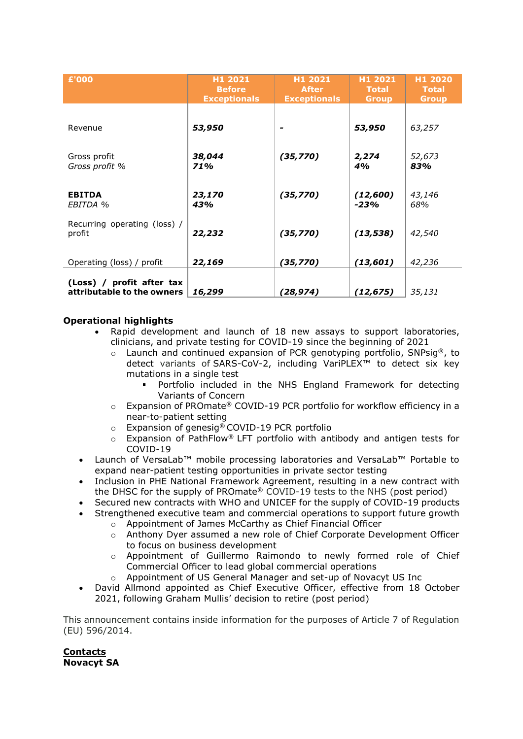| £'000 | H1 2021 Before Exceptionals | H1 2021 After Exceptionals | H1 2021 Total Group | H1 2020 Total Group |
|---|---|---|---|---|
| Revenue | ***53,950*** | - | ***53,950*** | *63,257* |
| Gross profit<br>*Gross profit %* | ***38,044***<br>***71%*** | ***(35,770)*** | ***2,274***<br>***4%*** | *52,673*<br>***83%*** |
| **EBITDA**<br>*EBITDA %* | ***23,170***<br>***43%*** | ***(35,770)*** | ***(12,600)***<br>***-23%*** | *43,146*<br>*68%* |
| Recurring operating (loss) / profit | ***22,232*** | ***(35,770)*** | ***(13,538)*** | *42,540* |
| Operating (loss) / profit | ***22,169*** | ***(35,770)*** | ***(13,601)*** | *42,236* |
| **(Loss) / profit after tax attributable to the owners** | ***16,299*** | ***(28,974)*** | ***(12,675)*** | *35,131* |

**Operational highlights**

- Rapid development and launch of 18 new assays to support laboratories, clinicians, and private testing for COVID-19 since the beginning of 2021
    - Launch and continued expansion of PCR genotyping portfolio, SNPsig®, to detect variants of SARS-CoV-2, including VariPLEX™ to detect six key mutations in a single test
        - Portfolio included in the NHS England Framework for detecting Variants of Concern
    - Expansion of PROmate® COVID-19 PCR portfolio for workflow efficiency in a near-to-patient setting
    - Expansion of genesig® COVID-19 PCR portfolio
    - Expansion of PathFlow® LFT portfolio with antibody and antigen tests for COVID-19
- Launch of VersaLab™ mobile processing laboratories and VersaLab™ Portable to expand near-patient testing opportunities in private sector testing
- Inclusion in PHE National Framework Agreement, resulting in a new contract with the DHSC for the supply of PROmate® COVID-19 tests to the NHS (post period)
- Secured new contracts with WHO and UNICEF for the supply of COVID-19 products
- Strengthened executive team and commercial operations to support future growth
    - Appointment of James McCarthy as Chief Financial Officer
    - Anthony Dyer assumed a new role of Chief Corporate Development Officer to focus on business development
    - Appointment of Guillermo Raimondo to newly formed role of Chief Commercial Officer to lead global commercial operations
    - Appointment of US General Manager and set-up of Novacyt US Inc
- David Allmond appointed as Chief Executive Officer, effective from 18 October 2021, following Graham Mullis' decision to retire (post period)

This announcement contains inside information for the purposes of Article 7 of Regulation (EU) 596/2014.

**Contacts**
**Novacyt SA**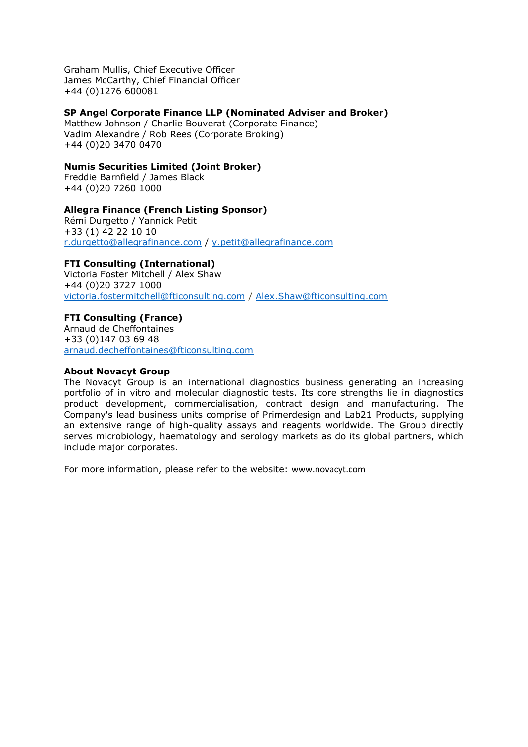Graham Mullis, Chief Executive Officer
James McCarthy, Chief Financial Officer
+44 (0)1276 600081

**SP Angel Corporate Finance LLP (Nominated Adviser and Broker)**
Matthew Johnson / Charlie Bouverat (Corporate Finance)
Vadim Alexandre / Rob Rees (Corporate Broking)
+44 (0)20 3470 0470

**Numis Securities Limited (Joint Broker)**
Freddie Barnfield / James Black
+44 (0)20 7260 1000

**Allegra Finance (French Listing Sponsor)**
Rémi Durgetto / Yannick Petit
+33 (1) 42 22 10 10
r.durgetto@allegrafinance.com / y.petit@allegrafinance.com

**FTI Consulting (International)**
Victoria Foster Mitchell / Alex Shaw
+44 (0)20 3727 1000
victoria.fostermitchell@fticonsulting.com / Alex.Shaw@fticonsulting.com

**FTI Consulting (France)**
Arnaud de Cheffontaines
+33 (0)147 03 69 48
arnaud.decheffontaines@fticonsulting.com

**About Novacyt Group**
The Novacyt Group is an international diagnostics business generating an increasing portfolio of in vitro and molecular diagnostic tests. Its core strengths lie in diagnostics product development, commercialisation, contract design and manufacturing. The Company's lead business units comprise of Primerdesign and Lab21 Products, supplying an extensive range of high-quality assays and reagents worldwide. The Group directly serves microbiology, haematology and serology markets as do its global partners, which include major corporates.

For more information, please refer to the website: www.novacyt.com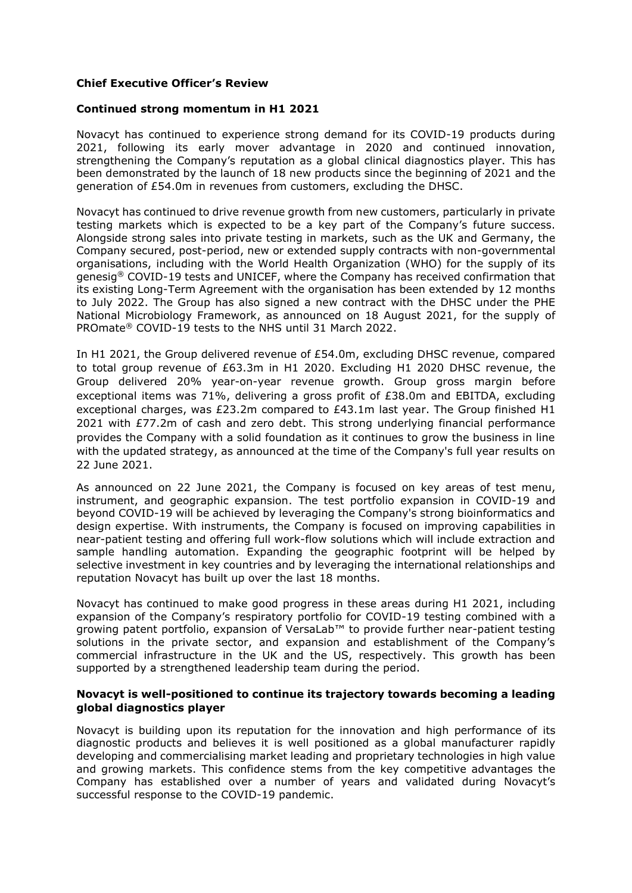**Chief Executive Officer's Review**

**Continued strong momentum in H1 2021**

Novacyt has continued to experience strong demand for its COVID-19 products during 2021, following its early mover advantage in 2020 and continued innovation, strengthening the Company's reputation as a global clinical diagnostics player. This has been demonstrated by the launch of 18 new products since the beginning of 2021 and the generation of £54.0m in revenues from customers, excluding the DHSC.

Novacyt has continued to drive revenue growth from new customers, particularly in private testing markets which is expected to be a key part of the Company's future success. Alongside strong sales into private testing in markets, such as the UK and Germany, the Company secured, post-period, new or extended supply contracts with non-governmental organisations, including with the World Health Organization (WHO) for the supply of its genesig® COVID-19 tests and UNICEF, where the Company has received confirmation that its existing Long-Term Agreement with the organisation has been extended by 12 months to July 2022. The Group has also signed a new contract with the DHSC under the PHE National Microbiology Framework, as announced on 18 August 2021, for the supply of PROmate® COVID-19 tests to the NHS until 31 March 2022.

In H1 2021, the Group delivered revenue of £54.0m, excluding DHSC revenue, compared to total group revenue of £63.3m in H1 2020. Excluding H1 2020 DHSC revenue, the Group delivered 20% year-on-year revenue growth. Group gross margin before exceptional items was 71%, delivering a gross profit of £38.0m and EBITDA, excluding exceptional charges, was £23.2m compared to £43.1m last year. The Group finished H1 2021 with £77.2m of cash and zero debt. This strong underlying financial performance provides the Company with a solid foundation as it continues to grow the business in line with the updated strategy, as announced at the time of the Company's full year results on 22 June 2021.

As announced on 22 June 2021, the Company is focused on key areas of test menu, instrument, and geographic expansion. The test portfolio expansion in COVID-19 and beyond COVID-19 will be achieved by leveraging the Company's strong bioinformatics and design expertise. With instruments, the Company is focused on improving capabilities in near-patient testing and offering full work-flow solutions which will include extraction and sample handling automation. Expanding the geographic footprint will be helped by selective investment in key countries and by leveraging the international relationships and reputation Novacyt has built up over the last 18 months.

Novacyt has continued to make good progress in these areas during H1 2021, including expansion of the Company's respiratory portfolio for COVID-19 testing combined with a growing patent portfolio, expansion of VersaLab™ to provide further near-patient testing solutions in the private sector, and expansion and establishment of the Company's commercial infrastructure in the UK and the US, respectively. This growth has been supported by a strengthened leadership team during the period.

**Novacyt is well-positioned to continue its trajectory towards becoming a leading global diagnostics player**

Novacyt is building upon its reputation for the innovation and high performance of its diagnostic products and believes it is well positioned as a global manufacturer rapidly developing and commercialising market leading and proprietary technologies in high value and growing markets. This confidence stems from the key competitive advantages the Company has established over a number of years and validated during Novacyt's successful response to the COVID-19 pandemic.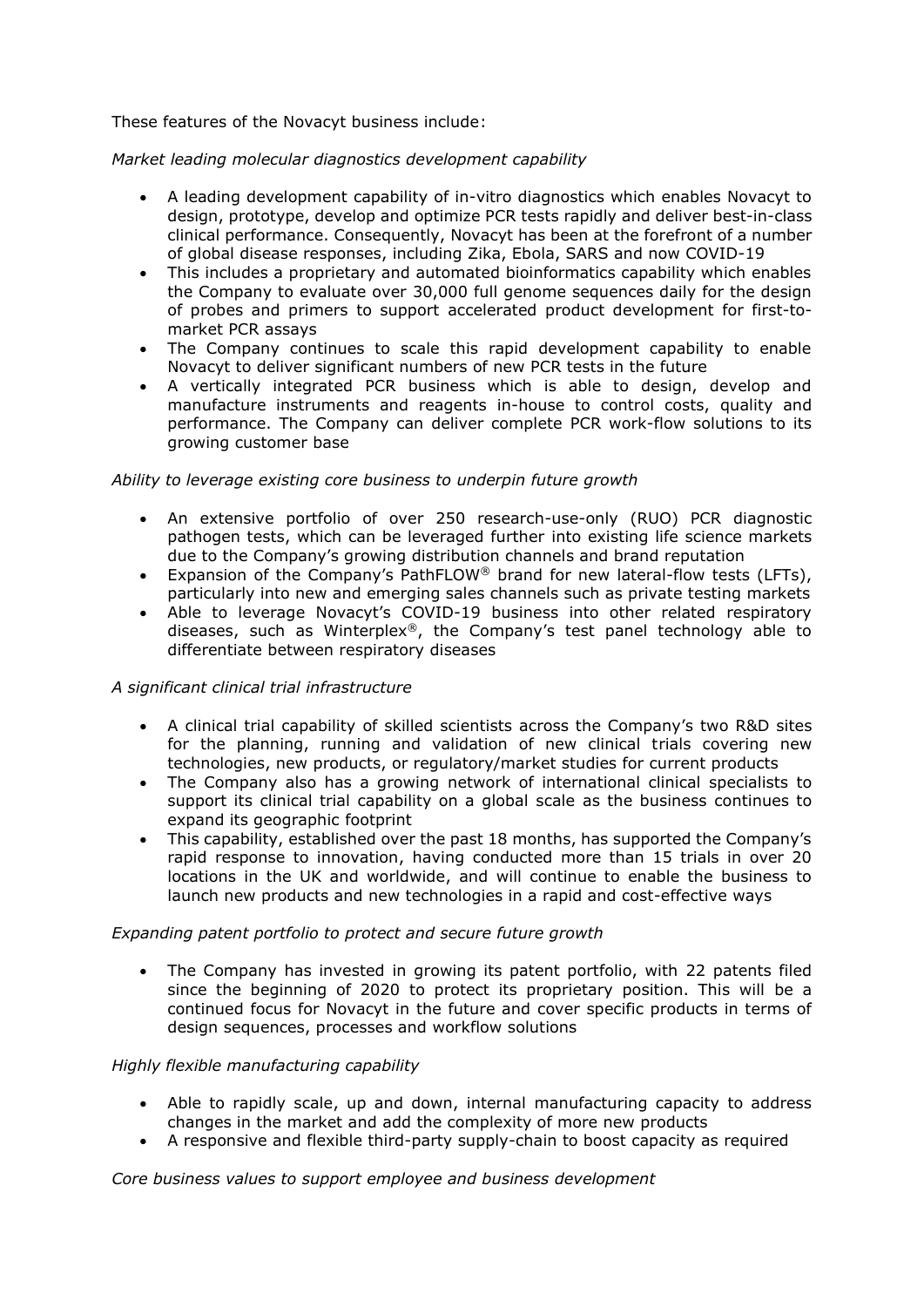These features of the Novacyt business include:

*Market leading molecular diagnostics development capability*

- A leading development capability of in-vitro diagnostics which enables Novacyt to design, prototype, develop and optimize PCR tests rapidly and deliver best-in-class clinical performance. Consequently, Novacyt has been at the forefront of a number of global disease responses, including Zika, Ebola, SARS and now COVID-19
- This includes a proprietary and automated bioinformatics capability which enables the Company to evaluate over 30,000 full genome sequences daily for the design of probes and primers to support accelerated product development for first-to-market PCR assays
- The Company continues to scale this rapid development capability to enable Novacyt to deliver significant numbers of new PCR tests in the future
- A vertically integrated PCR business which is able to design, develop and manufacture instruments and reagents in-house to control costs, quality and performance. The Company can deliver complete PCR work-flow solutions to its growing customer base

*Ability to leverage existing core business to underpin future growth*

- An extensive portfolio of over 250 research-use-only (RUO) PCR diagnostic pathogen tests, which can be leveraged further into existing life science markets due to the Company's growing distribution channels and brand reputation
- Expansion of the Company's PathFLOW® brand for new lateral-flow tests (LFTs), particularly into new and emerging sales channels such as private testing markets
- Able to leverage Novacyt's COVID-19 business into other related respiratory diseases, such as Winterplex®, the Company's test panel technology able to differentiate between respiratory diseases

*A significant clinical trial infrastructure*

- A clinical trial capability of skilled scientists across the Company's two R&D sites for the planning, running and validation of new clinical trials covering new technologies, new products, or regulatory/market studies for current products
- The Company also has a growing network of international clinical specialists to support its clinical trial capability on a global scale as the business continues to expand its geographic footprint
- This capability, established over the past 18 months, has supported the Company's rapid response to innovation, having conducted more than 15 trials in over 20 locations in the UK and worldwide, and will continue to enable the business to launch new products and new technologies in a rapid and cost-effective ways

*Expanding patent portfolio to protect and secure future growth*

- The Company has invested in growing its patent portfolio, with 22 patents filed since the beginning of 2020 to protect its proprietary position. This will be a continued focus for Novacyt in the future and cover specific products in terms of design sequences, processes and workflow solutions

*Highly flexible manufacturing capability*

- Able to rapidly scale, up and down, internal manufacturing capacity to address changes in the market and add the complexity of more new products
- A responsive and flexible third-party supply-chain to boost capacity as required

*Core business values to support employee and business development*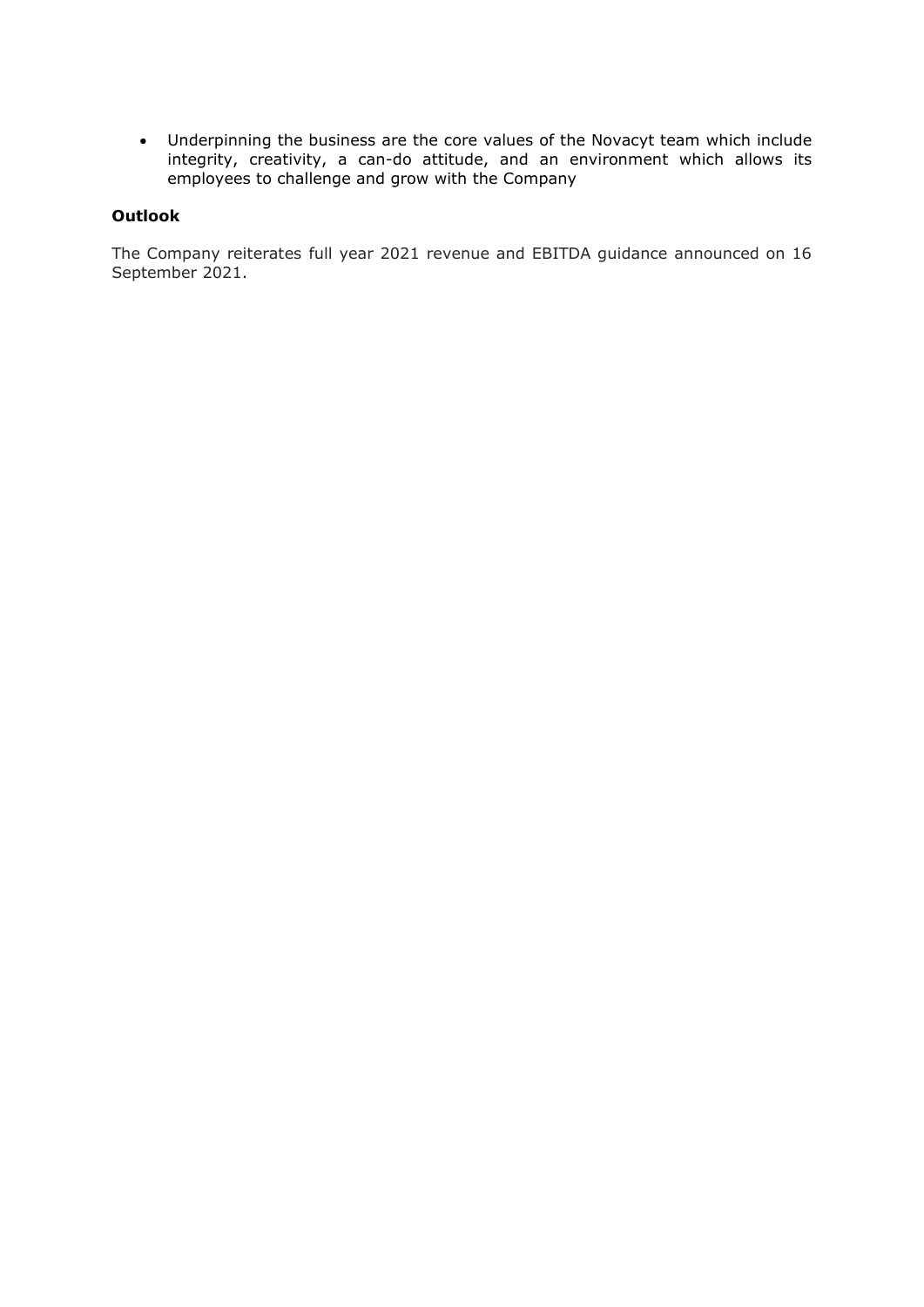- Underpinning the business are the core values of the Novacyt team which include integrity, creativity, a can-do attitude, and an environment which allows its employees to challenge and grow with the Company

**Outlook**

The Company reiterates full year 2021 revenue and EBITDA guidance announced on 16 September 2021.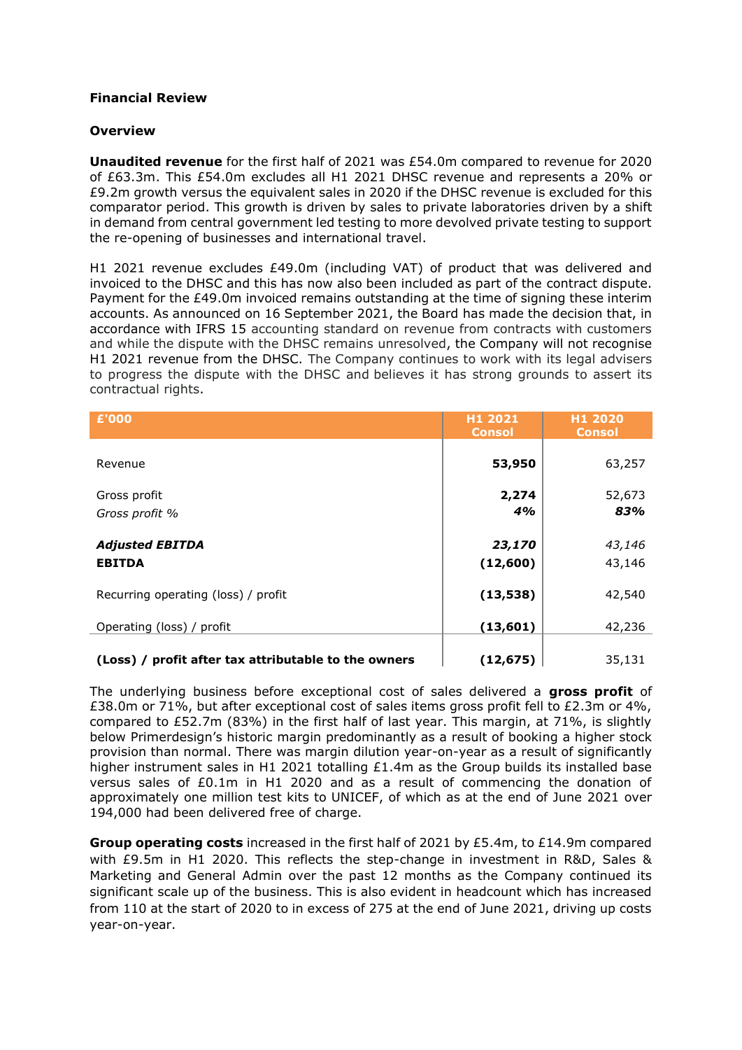**Financial Review**

**Overview**

**Unaudited revenue** for the first half of 2021 was £54.0m compared to revenue for 2020 of £63.3m. This £54.0m excludes all H1 2021 DHSC revenue and represents a 20% or £9.2m growth versus the equivalent sales in 2020 if the DHSC revenue is excluded for this comparator period. This growth is driven by sales to private laboratories driven by a shift in demand from central government led testing to more devolved private testing to support the re-opening of businesses and international travel.

H1 2021 revenue excludes £49.0m (including VAT) of product that was delivered and invoiced to the DHSC and this has now also been included as part of the contract dispute. Payment for the £49.0m invoiced remains outstanding at the time of signing these interim accounts. As announced on 16 September 2021, the Board has made the decision that, in accordance with IFRS 15 accounting standard on revenue from contracts with customers and while the dispute with the DHSC remains unresolved, the Company will not recognise H1 2021 revenue from the DHSC. The Company continues to work with its legal advisers to progress the dispute with the DHSC and believes it has strong grounds to assert its contractual rights.

| £'000 | H1 2021 Consol | H1 2020 Consol |
|---|---|---|
| Revenue | **53,950** | 63,257 |
| Gross profit | **2,274** | 52,673 |
| *Gross profit %* | ***4%*** | ***83%*** |
| ***Adjusted EBITDA*** | ***23,170*** | *43,146* |
| **EBITDA** | **(12,600)** | 43,146 |
| Recurring operating (loss) / profit | **(13,538)** | 42,540 |
| Operating (loss) / profit | **(13,601)** | 42,236 |
| **(Loss) / profit after tax attributable to the owners** | **(12,675)** | 35,131 |

The underlying business before exceptional cost of sales delivered a **gross profit** of £38.0m or 71%, but after exceptional cost of sales items gross profit fell to £2.3m or 4%, compared to £52.7m (83%) in the first half of last year. This margin, at 71%, is slightly below Primerdesign's historic margin predominantly as a result of booking a higher stock provision than normal. There was margin dilution year-on-year as a result of significantly higher instrument sales in H1 2021 totalling £1.4m as the Group builds its installed base versus sales of £0.1m in H1 2020 and as a result of commencing the donation of approximately one million test kits to UNICEF, of which as at the end of June 2021 over 194,000 had been delivered free of charge.

**Group operating costs** increased in the first half of 2021 by £5.4m, to £14.9m compared with £9.5m in H1 2020. This reflects the step-change in investment in R&D, Sales & Marketing and General Admin over the past 12 months as the Company continued its significant scale up of the business. This is also evident in headcount which has increased from 110 at the start of 2020 to in excess of 275 at the end of June 2021, driving up costs year-on-year.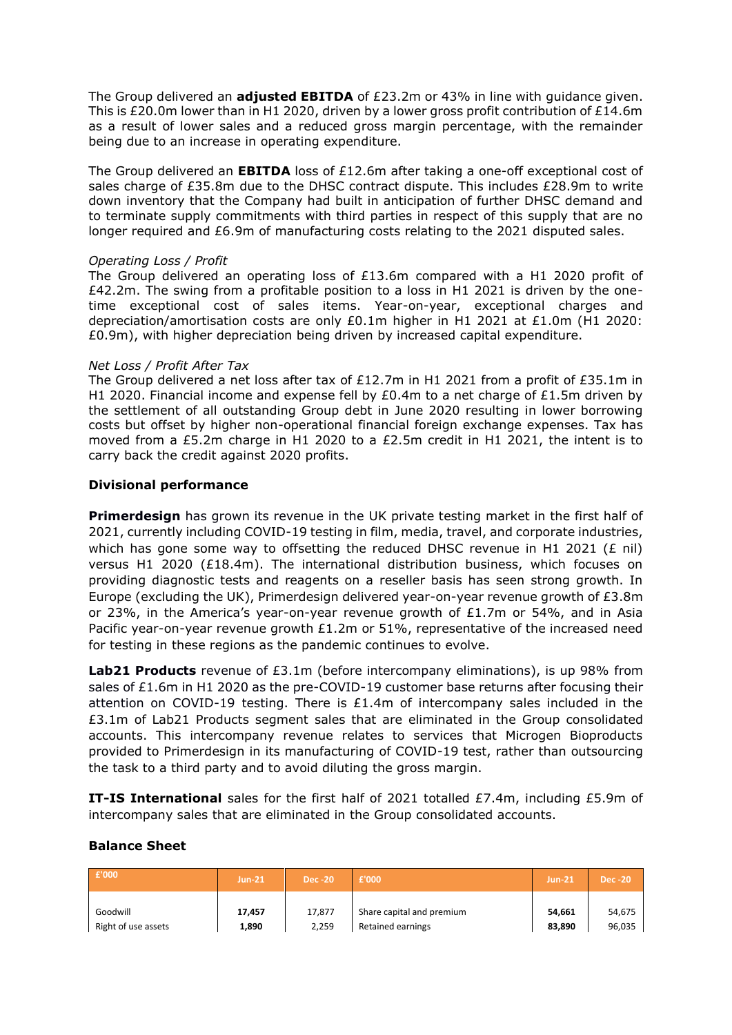The Group delivered an **adjusted EBITDA** of £23.2m or 43% in line with guidance given. This is £20.0m lower than in H1 2020, driven by a lower gross profit contribution of £14.6m as a result of lower sales and a reduced gross margin percentage, with the remainder being due to an increase in operating expenditure.

The Group delivered an **EBITDA** loss of £12.6m after taking a one-off exceptional cost of sales charge of £35.8m due to the DHSC contract dispute. This includes £28.9m to write down inventory that the Company had built in anticipation of further DHSC demand and to terminate supply commitments with third parties in respect of this supply that are no longer required and £6.9m of manufacturing costs relating to the 2021 disputed sales.

*Operating Loss / Profit*

The Group delivered an operating loss of £13.6m compared with a H1 2020 profit of £42.2m. The swing from a profitable position to a loss in H1 2021 is driven by the one-time exceptional cost of sales items. Year-on-year, exceptional charges and depreciation/amortisation costs are only £0.1m higher in H1 2021 at £1.0m (H1 2020: £0.9m), with higher depreciation being driven by increased capital expenditure.

*Net Loss / Profit After Tax*

The Group delivered a net loss after tax of £12.7m in H1 2021 from a profit of £35.1m in H1 2020. Financial income and expense fell by £0.4m to a net charge of £1.5m driven by the settlement of all outstanding Group debt in June 2020 resulting in lower borrowing costs but offset by higher non-operational financial foreign exchange expenses. Tax has moved from a £5.2m charge in H1 2020 to a £2.5m credit in H1 2021, the intent is to carry back the credit against 2020 profits.

**Divisional performance**

**Primerdesign** has grown its revenue in the UK private testing market in the first half of 2021, currently including COVID-19 testing in film, media, travel, and corporate industries, which has gone some way to offsetting the reduced DHSC revenue in H1 2021 (£ nil) versus H1 2020 (£18.4m). The international distribution business, which focuses on providing diagnostic tests and reagents on a reseller basis has seen strong growth. In Europe (excluding the UK), Primerdesign delivered year-on-year revenue growth of £3.8m or 23%, in the America's year-on-year revenue growth of £1.7m or 54%, and in Asia Pacific year-on-year revenue growth £1.2m or 51%, representative of the increased need for testing in these regions as the pandemic continues to evolve.

**Lab21 Products** revenue of £3.1m (before intercompany eliminations), is up 98% from sales of £1.6m in H1 2020 as the pre-COVID-19 customer base returns after focusing their attention on COVID-19 testing. There is £1.4m of intercompany sales included in the £3.1m of Lab21 Products segment sales that are eliminated in the Group consolidated accounts. This intercompany revenue relates to services that Microgen Bioproducts provided to Primerdesign in its manufacturing of COVID-19 test, rather than outsourcing the task to a third party and to avoid diluting the gross margin.

**IT-IS International** sales for the first half of 2021 totalled £7.4m, including £5.9m of intercompany sales that are eliminated in the Group consolidated accounts.

**Balance Sheet**

| £'000 | Jun-21 | Dec -20 | £'000 | Jun-21 | Dec -20 |
|---|---|---|---|---|---|
| Goodwill | **17,457** | 17,877 | Share capital and premium | **54,661** | 54,675 |
| Right of use assets | **1,890** | 2,259 | Retained earnings | **83,890** | 96,035 |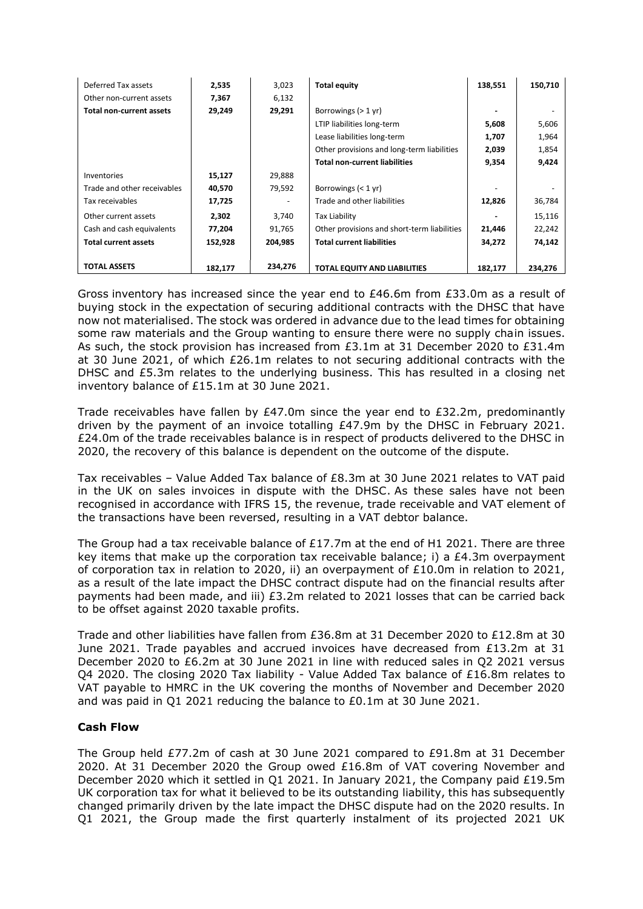| | | | | | |
|---|---|---|---|---|---|
| Deferred Tax assets | **2,535** | 3,023 | **Total equity** | **138,551** | **150,710** |
| Other non-current assets | **7,367** | 6,132 | | | |
| **Total non-current assets** | **29,249** | **29,291** | Borrowings (> 1 yr) | **-** | - |
| | | | LTIP liabilities long-term | **5,608** | 5,606 |
| | | | Lease liabilities long-term | **1,707** | 1,964 |
| | | | Other provisions and long-term liabilities | **2,039** | 1,854 |
| | | | **Total non-current liabilities** | **9,354** | **9,424** |
| Inventories | **15,127** | 29,888 | | | |
| Trade and other receivables | **40,570** | 79,592 | Borrowings (< 1 yr) | - | - |
| Tax receivables | **17,725** | - | Trade and other liabilities | **12,826** | 36,784 |
| Other current assets | **2,302** | 3,740 | Tax Liability | **-** | 15,116 |
| Cash and cash equivalents | **77,204** | 91,765 | Other provisions and short-term liabilities | **21,446** | 22,242 |
| **Total current assets** | **152,928** | **204,985** | **Total current liabilities** | **34,272** | **74,142** |
| **TOTAL ASSETS** | **182,177** | **234,276** | **TOTAL EQUITY AND LIABILITIES** | **182,177** | **234,276** |

Gross inventory has increased since the year end to £46.6m from £33.0m as a result of buying stock in the expectation of securing additional contracts with the DHSC that have now not materialised. The stock was ordered in advance due to the lead times for obtaining some raw materials and the Group wanting to ensure there were no supply chain issues. As such, the stock provision has increased from £3.1m at 31 December 2020 to £31.4m at 30 June 2021, of which £26.1m relates to not securing additional contracts with the DHSC and £5.3m relates to the underlying business. This has resulted in a closing net inventory balance of £15.1m at 30 June 2021.

Trade receivables have fallen by £47.0m since the year end to £32.2m, predominantly driven by the payment of an invoice totalling £47.9m by the DHSC in February 2021. £24.0m of the trade receivables balance is in respect of products delivered to the DHSC in 2020, the recovery of this balance is dependent on the outcome of the dispute.

Tax receivables – Value Added Tax balance of £8.3m at 30 June 2021 relates to VAT paid in the UK on sales invoices in dispute with the DHSC. As these sales have not been recognised in accordance with IFRS 15, the revenue, trade receivable and VAT element of the transactions have been reversed, resulting in a VAT debtor balance.

The Group had a tax receivable balance of £17.7m at the end of H1 2021. There are three key items that make up the corporation tax receivable balance; i) a £4.3m overpayment of corporation tax in relation to 2020, ii) an overpayment of £10.0m in relation to 2021, as a result of the late impact the DHSC contract dispute had on the financial results after payments had been made, and iii) £3.2m related to 2021 losses that can be carried back to be offset against 2020 taxable profits.

Trade and other liabilities have fallen from £36.8m at 31 December 2020 to £12.8m at 30 June 2021. Trade payables and accrued invoices have decreased from £13.2m at 31 December 2020 to £6.2m at 30 June 2021 in line with reduced sales in Q2 2021 versus Q4 2020. The closing 2020 Tax liability - Value Added Tax balance of £16.8m relates to VAT payable to HMRC in the UK covering the months of November and December 2020 and was paid in Q1 2021 reducing the balance to £0.1m at 30 June 2021.

**Cash Flow**

The Group held £77.2m of cash at 30 June 2021 compared to £91.8m at 31 December 2020. At 31 December 2020 the Group owed £16.8m of VAT covering November and December 2020 which it settled in Q1 2021. In January 2021, the Company paid £19.5m UK corporation tax for what it believed to be its outstanding liability, this has subsequently changed primarily driven by the late impact the DHSC dispute had on the 2020 results. In Q1 2021, the Group made the first quarterly instalment of its projected 2021 UK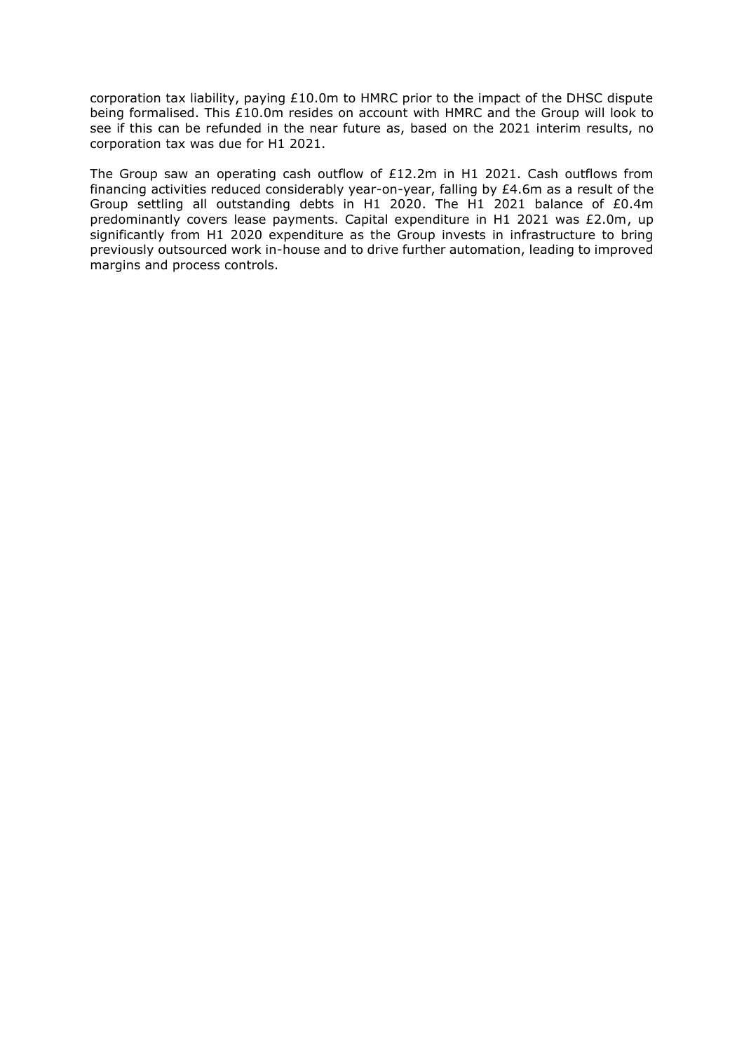corporation tax liability, paying £10.0m to HMRC prior to the impact of the DHSC dispute being formalised. This £10.0m resides on account with HMRC and the Group will look to see if this can be refunded in the near future as, based on the 2021 interim results, no corporation tax was due for H1 2021.

The Group saw an operating cash outflow of £12.2m in H1 2021. Cash outflows from financing activities reduced considerably year-on-year, falling by £4.6m as a result of the Group settling all outstanding debts in H1 2020. The H1 2021 balance of £0.4m predominantly covers lease payments. Capital expenditure in H1 2021 was £2.0m, up significantly from H1 2020 expenditure as the Group invests in infrastructure to bring previously outsourced work in-house and to drive further automation, leading to improved margins and process controls.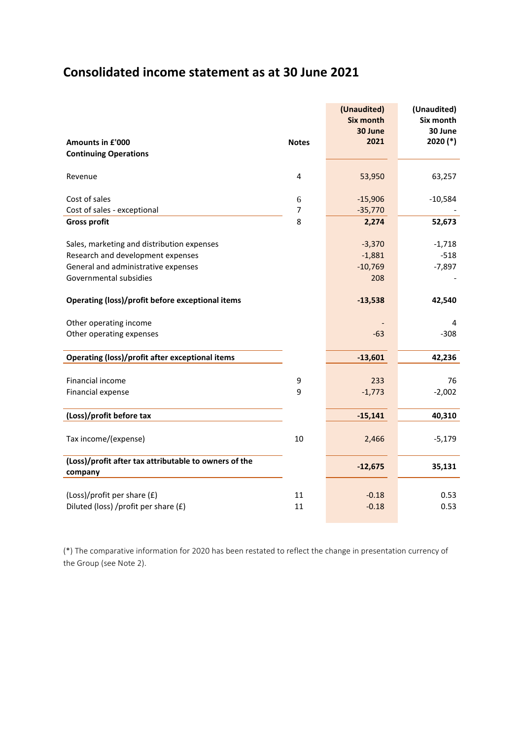# Consolidated income statement as at 30 June 2021

| Amounts in £'000<br>Continuing Operations | Notes | (Unaudited)<br>Six month<br>30 June<br>2021 | (Unaudited)<br>Six month<br>30 June<br>2020 (*) |
|---|---|---|---|
| Revenue | 4 | 53,950 | 63,257 |
| Cost of sales | 6 | -15,906 | -10,584 |
| Cost of sales - exceptional | 7 | -35,770 | - |
| **Gross profit** | 8 | **2,274** | **52,673** |
| Sales, marketing and distribution expenses | | -3,370 | -1,718 |
| Research and development expenses | | -1,881 | -518 |
| General and administrative expenses | | -10,769 | -7,897 |
| Governmental subsidies | | 208 | - |
| **Operating (loss)/profit before exceptional items** | | **-13,538** | **42,540** |
| Other operating income | | - | 4 |
| Other operating expenses | | -63 | -308 |
| **Operating (loss)/profit after exceptional items** | | **-13,601** | **42,236** |
| Financial income | 9 | 233 | 76 |
| Financial expense | 9 | -1,773 | -2,002 |
| **(Loss)/profit before tax** | | **-15,141** | **40,310** |
| Tax income/(expense) | 10 | 2,466 | -5,179 |
| **(Loss)/profit after tax attributable to owners of the company** | | **-12,675** | **35,131** |
| (Loss)/profit per share (£) | 11 | -0.18 | 0.53 |
| Diluted (loss) /profit per share (£) | 11 | -0.18 | 0.53 |

(*) The comparative information for 2020 has been restated to reflect the change in presentation currency of the Group (see Note 2).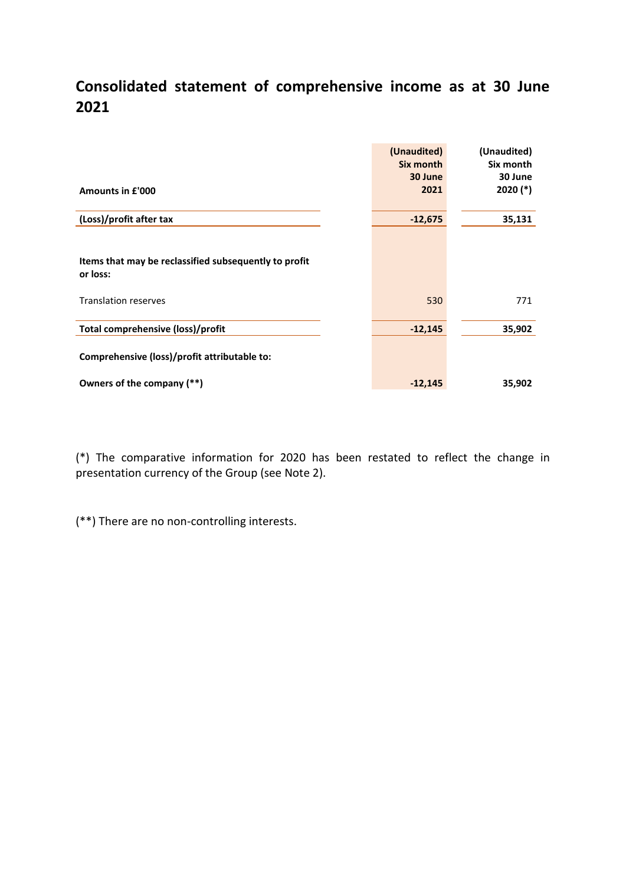# Consolidated statement of comprehensive income as at 30 June 2021

| Amounts in £'000 | (Unaudited) Six month 30 June 2021 | (Unaudited) Six month 30 June 2020 (*) |
|---|---|---|
| **(Loss)/profit after tax** | **-12,675** | **35,131** |
| | | |
| **Items that may be reclassified subsequently to profit or loss:** | | |
| Translation reserves | 530 | 771 |
| **Total comprehensive (loss)/profit** | **-12,145** | **35,902** |
| **Comprehensive (loss)/profit attributable to:** | | |
| **Owners of the company (**)** | **-12,145** | **35,902** |

(*) The comparative information for 2020 has been restated to reflect the change in presentation currency of the Group (see Note 2).

(**) There are no non-controlling interests.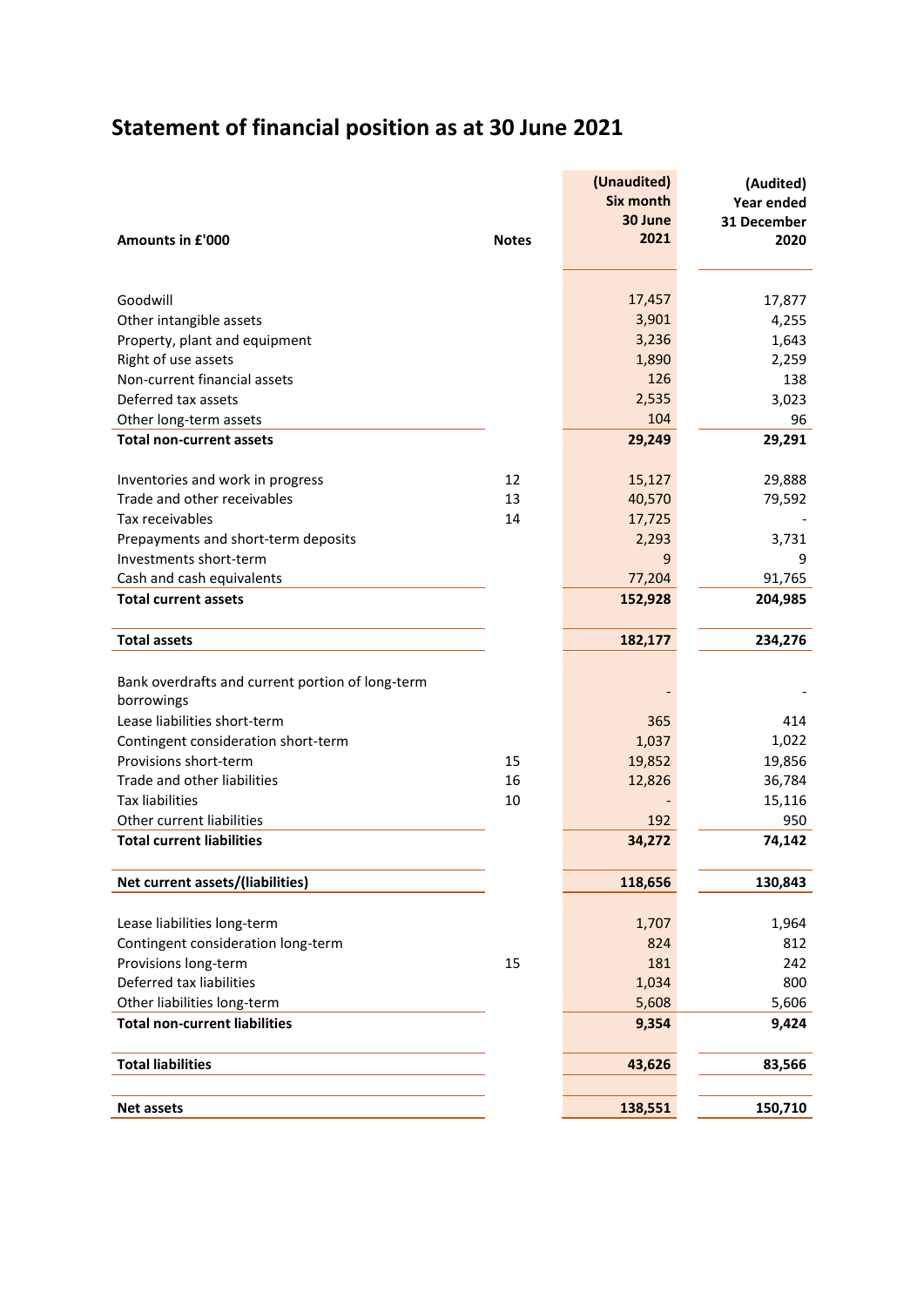# Statement of financial position as at 30 June 2021

| Amounts in £'000 | Notes | (Unaudited) Six month 30 June 2021 | (Audited) Year ended 31 December 2020 |
|---|---|---|---|
| Goodwill | | 17,457 | 17,877 |
| Other intangible assets | | 3,901 | 4,255 |
| Property, plant and equipment | | 3,236 | 1,643 |
| Right of use assets | | 1,890 | 2,259 |
| Non-current financial assets | | 126 | 138 |
| Deferred tax assets | | 2,535 | 3,023 |
| Other long-term assets | | 104 | 96 |
| **Total non-current assets** | | **29,249** | **29,291** |
| Inventories and work in progress | 12 | 15,127 | 29,888 |
| Trade and other receivables | 13 | 40,570 | 79,592 |
| Tax receivables | 14 | 17,725 | - |
| Prepayments and short-term deposits | | 2,293 | 3,731 |
| Investments short-term | | 9 | 9 |
| Cash and cash equivalents | | 77,204 | 91,765 |
| **Total current assets** | | **152,928** | **204,985** |
| **Total assets** | | **182,177** | **234,276** |
| Bank overdrafts and current portion of long-term borrowings | | - | - |
| Lease liabilities short-term | | 365 | 414 |
| Contingent consideration short-term | | 1,037 | 1,022 |
| Provisions short-term | 15 | 19,852 | 19,856 |
| Trade and other liabilities | 16 | 12,826 | 36,784 |
| Tax liabilities | 10 | - | 15,116 |
| Other current liabilities | | 192 | 950 |
| **Total current liabilities** | | **34,272** | **74,142** |
| **Net current assets/(liabilities)** | | **118,656** | **130,843** |
| Lease liabilities long-term | | 1,707 | 1,964 |
| Contingent consideration long-term | | 824 | 812 |
| Provisions long-term | 15 | 181 | 242 |
| Deferred tax liabilities | | 1,034 | 800 |
| Other liabilities long-term | | 5,608 | 5,606 |
| **Total non-current liabilities** | | **9,354** | **9,424** |
| **Total liabilities** | | **43,626** | **83,566** |
| **Net assets** | | **138,551** | **150,710** |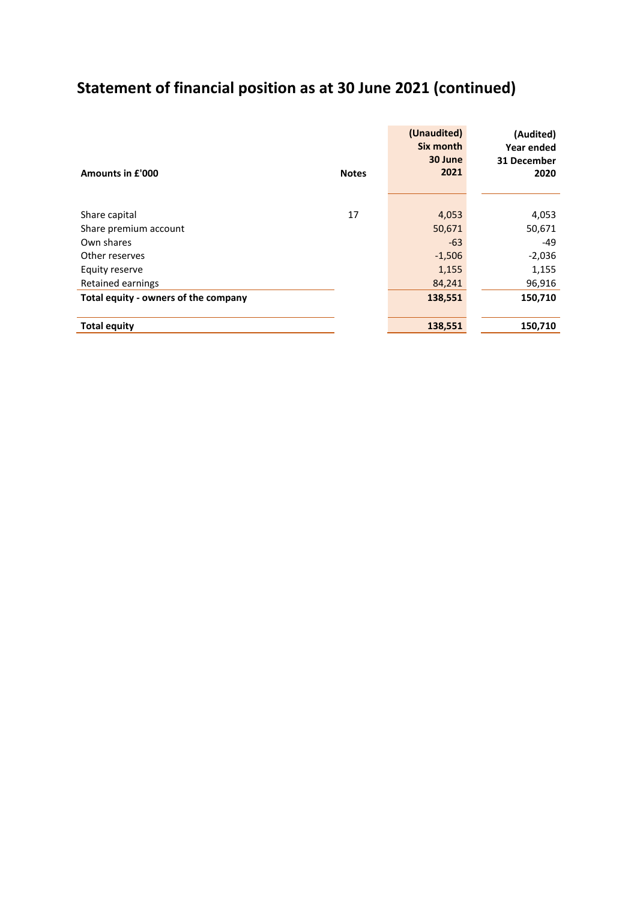# Statement of financial position as at 30 June 2021 (continued)

| Amounts in £'000 | Notes | (Unaudited) Six month 30 June 2021 | (Audited) Year ended 31 December 2020 |
|---|---|---|---|
| Share capital | 17 | 4,053 | 4,053 |
| Share premium account | | 50,671 | 50,671 |
| Own shares | | -63 | -49 |
| Other reserves | | -1,506 | -2,036 |
| Equity reserve | | 1,155 | 1,155 |
| Retained earnings | | 84,241 | 96,916 |
| **Total equity - owners of the company** | | **138,551** | **150,710** |
| **Total equity** | | **138,551** | **150,710** |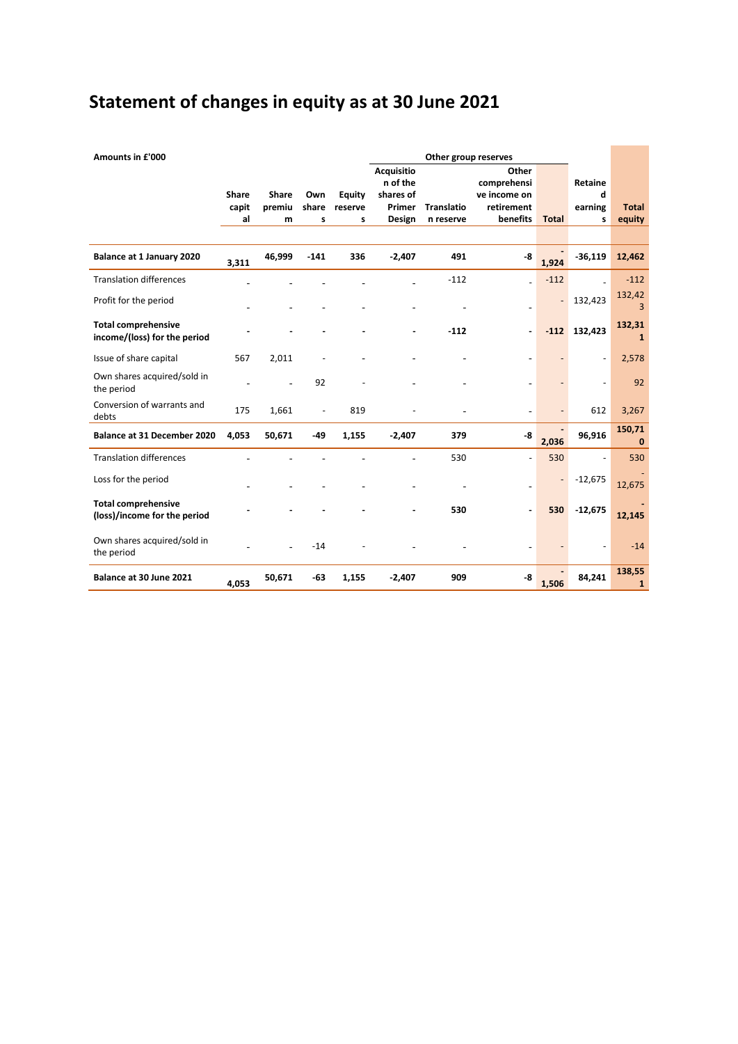# Statement of changes in equity as at 30 June 2021

| Amounts in £'000 | | | | | Other group reserves | | | | | |
|---|---|---|---|---|---|---|---|---|---|---|
| | Share capital | Share premium | Own shares | Equity reserves | Acquisition of the shares of Primer Design | Translation reserve | Other comprehensive income on retirement benefits | Total | Retained earnings | Total equity |
| **Balance at 1 January 2020** | **3,311** | **46,999** | **-141** | **336** | **-2,407** | **491** | **-8** | **-1,924** | **-36,119** | **12,462** |
| Translation differences | - | - | - | - | - | -112 | - | -112 | - | -112 |
| Profit for the period | - | - | - | - | - | - | - | - | 132,423 | 132,423 |
| **Total comprehensive income/(loss) for the period** | **-** | **-** | **-** | **-** | **-** | **-112** | **-** | **-112** | **132,423** | **132,311** |
| Issue of share capital | 567 | 2,011 | - | - | - | - | - | - | - | 2,578 |
| Own shares acquired/sold in the period | - | - | 92 | - | - | - | - | - | - | 92 |
| Conversion of warrants and debts | 175 | 1,661 | - | 819 | - | - | - | - | 612 | 3,267 |
| **Balance at 31 December 2020** | **4,053** | **50,671** | **-49** | **1,155** | **-2,407** | **379** | **-8** | **-2,036** | **96,916** | **150,710** |
| Translation differences | - | - | - | - | - | 530 | - | 530 | - | 530 |
| Loss for the period | - | - | - | - | - | - | - | - | -12,675 | -12,675 |
| **Total comprehensive (loss)/income for the period** | **-** | **-** | **-** | **-** | **-** | **530** | **-** | **530** | **-12,675** | **-12,145** |
| Own shares acquired/sold in the period | - | - | -14 | - | - | - | - | - | - | -14 |
| **Balance at 30 June 2021** | **4,053** | **50,671** | **-63** | **1,155** | **-2,407** | **909** | **-8** | **-1,506** | **84,241** | **138,551** |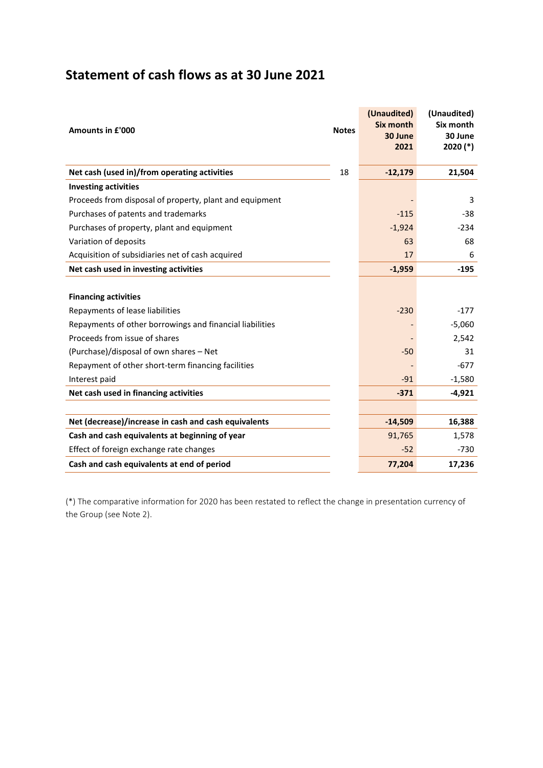# Statement of cash flows as at 30 June 2021

| Amounts in £'000 | Notes | (Unaudited) Six month 30 June 2021 | (Unaudited) Six month 30 June 2020 (*) |
|---|---|---|---|
| **Net cash (used in)/from operating activities** | 18 | **-12,179** | **21,504** |
| **Investing activities** | | | |
| Proceeds from disposal of property, plant and equipment | | - | 3 |
| Purchases of patents and trademarks | | -115 | -38 |
| Purchases of property, plant and equipment | | -1,924 | -234 |
| Variation of deposits | | 63 | 68 |
| Acquisition of subsidiaries net of cash acquired | | 17 | 6 |
| **Net cash used in investing activities** | | **-1,959** | **-195** |
| | | | |
| **Financing activities** | | | |
| Repayments of lease liabilities | | -230 | -177 |
| Repayments of other borrowings and financial liabilities | | - | -5,060 |
| Proceeds from issue of shares | | - | 2,542 |
| (Purchase)/disposal of own shares – Net | | -50 | 31 |
| Repayment of other short-term financing facilities | | - | -677 |
| Interest paid | | -91 | -1,580 |
| **Net cash used in financing activities** | | **-371** | **-4,921** |
| | | | |
| **Net (decrease)/increase in cash and cash equivalents** | | **-14,509** | **16,388** |
| **Cash and cash equivalents at beginning of year** | | 91,765 | 1,578 |
| Effect of foreign exchange rate changes | | -52 | -730 |
| **Cash and cash equivalents at end of period** | | **77,204** | **17,236** |

(*) The comparative information for 2020 has been restated to reflect the change in presentation currency of the Group (see Note 2).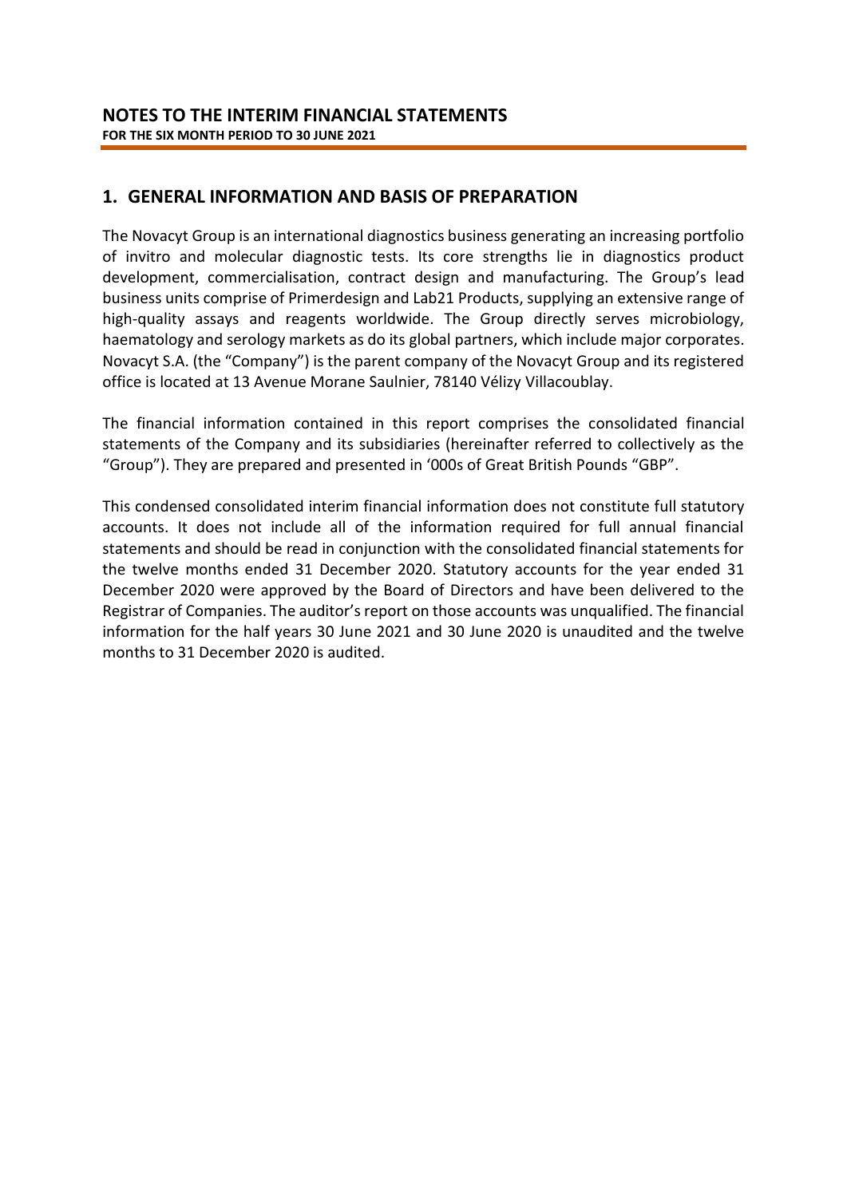# NOTES TO THE INTERIM FINANCIAL STATEMENTS

**FOR THE SIX MONTH PERIOD TO 30 JUNE 2021**

## 1. GENERAL INFORMATION AND BASIS OF PREPARATION

The Novacyt Group is an international diagnostics business generating an increasing portfolio of invitro and molecular diagnostic tests. Its core strengths lie in diagnostics product development, commercialisation, contract design and manufacturing. The Group's lead business units comprise of Primerdesign and Lab21 Products, supplying an extensive range of high-quality assays and reagents worldwide. The Group directly serves microbiology, haematology and serology markets as do its global partners, which include major corporates. Novacyt S.A. (the "Company") is the parent company of the Novacyt Group and its registered office is located at 13 Avenue Morane Saulnier, 78140 Vélizy Villacoublay.

The financial information contained in this report comprises the consolidated financial statements of the Company and its subsidiaries (hereinafter referred to collectively as the "Group"). They are prepared and presented in '000s of Great British Pounds "GBP".

This condensed consolidated interim financial information does not constitute full statutory accounts. It does not include all of the information required for full annual financial statements and should be read in conjunction with the consolidated financial statements for the twelve months ended 31 December 2020. Statutory accounts for the year ended 31 December 2020 were approved by the Board of Directors and have been delivered to the Registrar of Companies. The auditor's report on those accounts was unqualified. The financial information for the half years 30 June 2021 and 30 June 2020 is unaudited and the twelve months to 31 December 2020 is audited.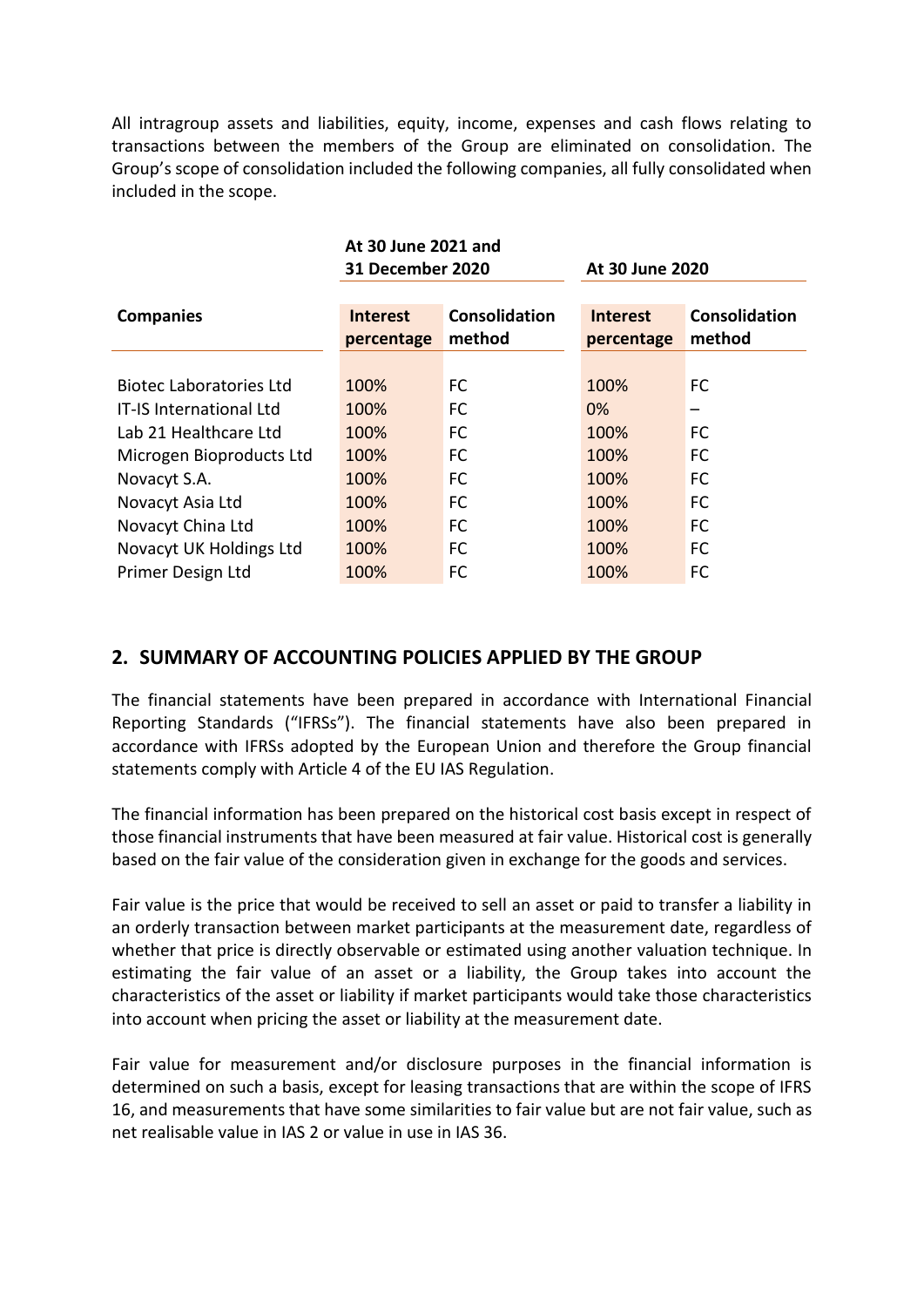All intragroup assets and liabilities, equity, income, expenses and cash flows relating to transactions between the members of the Group are eliminated on consolidation. The Group's scope of consolidation included the following companies, all fully consolidated when included in the scope.

| | At 30 June 2021 and 31 December 2020 | | At 30 June 2020 | |
|---|---|---|---|---|
| **Companies** | **Interest percentage** | **Consolidation method** | **Interest percentage** | **Consolidation method** |
| Biotec Laboratories Ltd | 100% | FC | 100% | FC |
| IT-IS International Ltd | 100% | FC | 0% | – |
| Lab 21 Healthcare Ltd | 100% | FC | 100% | FC |
| Microgen Bioproducts Ltd | 100% | FC | 100% | FC |
| Novacyt S.A. | 100% | FC | 100% | FC |
| Novacyt Asia Ltd | 100% | FC | 100% | FC |
| Novacyt China Ltd | 100% | FC | 100% | FC |
| Novacyt UK Holdings Ltd | 100% | FC | 100% | FC |
| Primer Design Ltd | 100% | FC | 100% | FC |

## 2. SUMMARY OF ACCOUNTING POLICIES APPLIED BY THE GROUP

The financial statements have been prepared in accordance with International Financial Reporting Standards ("IFRSs"). The financial statements have also been prepared in accordance with IFRSs adopted by the European Union and therefore the Group financial statements comply with Article 4 of the EU IAS Regulation.

The financial information has been prepared on the historical cost basis except in respect of those financial instruments that have been measured at fair value. Historical cost is generally based on the fair value of the consideration given in exchange for the goods and services.

Fair value is the price that would be received to sell an asset or paid to transfer a liability in an orderly transaction between market participants at the measurement date, regardless of whether that price is directly observable or estimated using another valuation technique. In estimating the fair value of an asset or a liability, the Group takes into account the characteristics of the asset or liability if market participants would take those characteristics into account when pricing the asset or liability at the measurement date.

Fair value for measurement and/or disclosure purposes in the financial information is determined on such a basis, except for leasing transactions that are within the scope of IFRS 16, and measurements that have some similarities to fair value but are not fair value, such as net realisable value in IAS 2 or value in use in IAS 36.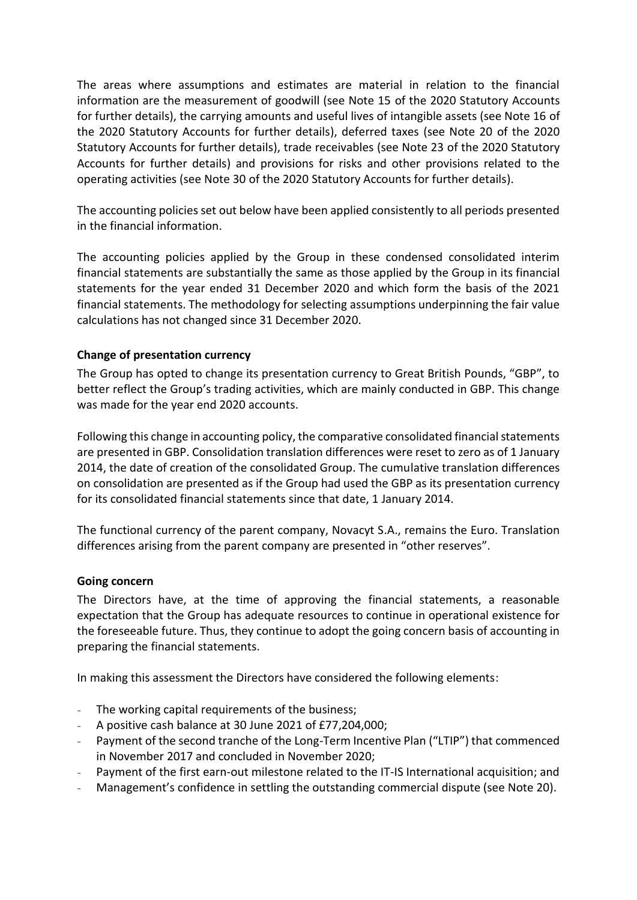The areas where assumptions and estimates are material in relation to the financial information are the measurement of goodwill (see Note 15 of the 2020 Statutory Accounts for further details), the carrying amounts and useful lives of intangible assets (see Note 16 of the 2020 Statutory Accounts for further details), deferred taxes (see Note 20 of the 2020 Statutory Accounts for further details), trade receivables (see Note 23 of the 2020 Statutory Accounts for further details) and provisions for risks and other provisions related to the operating activities (see Note 30 of the 2020 Statutory Accounts for further details).

The accounting policies set out below have been applied consistently to all periods presented in the financial information.

The accounting policies applied by the Group in these condensed consolidated interim financial statements are substantially the same as those applied by the Group in its financial statements for the year ended 31 December 2020 and which form the basis of the 2021 financial statements. The methodology for selecting assumptions underpinning the fair value calculations has not changed since 31 December 2020.

**Change of presentation currency**

The Group has opted to change its presentation currency to Great British Pounds, "GBP", to better reflect the Group's trading activities, which are mainly conducted in GBP. This change was made for the year end 2020 accounts.

Following this change in accounting policy, the comparative consolidated financial statements are presented in GBP. Consolidation translation differences were reset to zero as of 1 January 2014, the date of creation of the consolidated Group. The cumulative translation differences on consolidation are presented as if the Group had used the GBP as its presentation currency for its consolidated financial statements since that date, 1 January 2014.

The functional currency of the parent company, Novacyt S.A., remains the Euro. Translation differences arising from the parent company are presented in "other reserves".

**Going concern**

The Directors have, at the time of approving the financial statements, a reasonable expectation that the Group has adequate resources to continue in operational existence for the foreseeable future. Thus, they continue to adopt the going concern basis of accounting in preparing the financial statements.

In making this assessment the Directors have considered the following elements:

- The working capital requirements of the business;
- A positive cash balance at 30 June 2021 of £77,204,000;
- Payment of the second tranche of the Long-Term Incentive Plan ("LTIP") that commenced in November 2017 and concluded in November 2020;
- Payment of the first earn-out milestone related to the IT-IS International acquisition; and
- Management's confidence in settling the outstanding commercial dispute (see Note 20).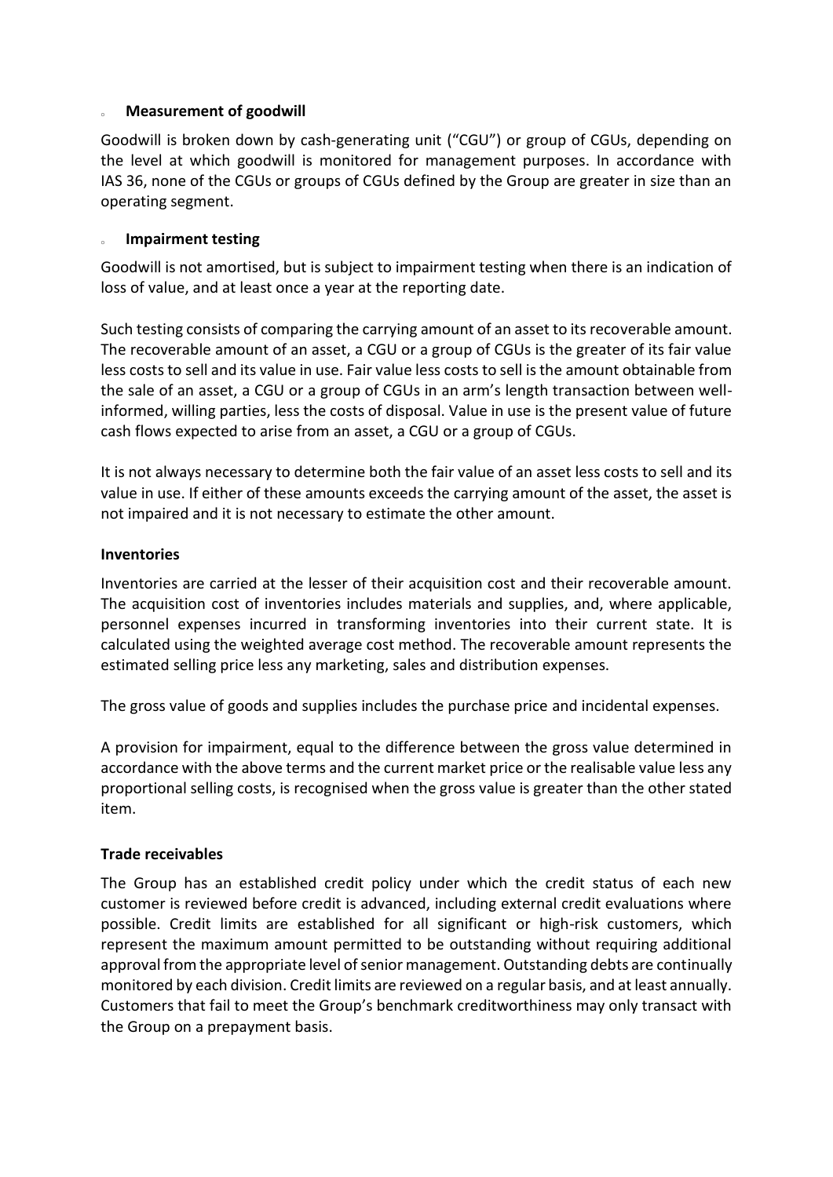- **Measurement of goodwill**

Goodwill is broken down by cash-generating unit ("CGU") or group of CGUs, depending on the level at which goodwill is monitored for management purposes. In accordance with IAS 36, none of the CGUs or groups of CGUs defined by the Group are greater in size than an operating segment.

- **Impairment testing**

Goodwill is not amortised, but is subject to impairment testing when there is an indication of loss of value, and at least once a year at the reporting date.

Such testing consists of comparing the carrying amount of an asset to its recoverable amount. The recoverable amount of an asset, a CGU or a group of CGUs is the greater of its fair value less costs to sell and its value in use. Fair value less costs to sell is the amount obtainable from the sale of an asset, a CGU or a group of CGUs in an arm's length transaction between well-informed, willing parties, less the costs of disposal. Value in use is the present value of future cash flows expected to arise from an asset, a CGU or a group of CGUs.

It is not always necessary to determine both the fair value of an asset less costs to sell and its value in use. If either of these amounts exceeds the carrying amount of the asset, the asset is not impaired and it is not necessary to estimate the other amount.

**Inventories**

Inventories are carried at the lesser of their acquisition cost and their recoverable amount. The acquisition cost of inventories includes materials and supplies, and, where applicable, personnel expenses incurred in transforming inventories into their current state. It is calculated using the weighted average cost method. The recoverable amount represents the estimated selling price less any marketing, sales and distribution expenses.

The gross value of goods and supplies includes the purchase price and incidental expenses.

A provision for impairment, equal to the difference between the gross value determined in accordance with the above terms and the current market price or the realisable value less any proportional selling costs, is recognised when the gross value is greater than the other stated item.

**Trade receivables**

The Group has an established credit policy under which the credit status of each new customer is reviewed before credit is advanced, including external credit evaluations where possible. Credit limits are established for all significant or high-risk customers, which represent the maximum amount permitted to be outstanding without requiring additional approval from the appropriate level of senior management. Outstanding debts are continually monitored by each division. Credit limits are reviewed on a regular basis, and at least annually. Customers that fail to meet the Group's benchmark creditworthiness may only transact with the Group on a prepayment basis.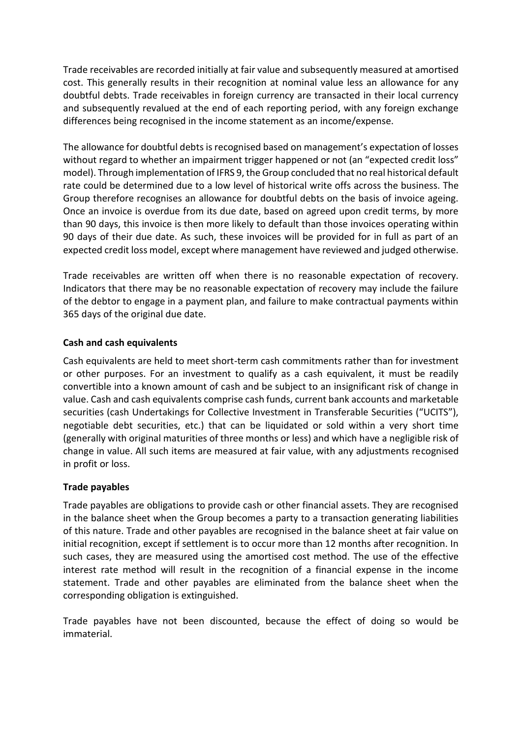Trade receivables are recorded initially at fair value and subsequently measured at amortised cost. This generally results in their recognition at nominal value less an allowance for any doubtful debts. Trade receivables in foreign currency are transacted in their local currency and subsequently revalued at the end of each reporting period, with any foreign exchange differences being recognised in the income statement as an income/expense.

The allowance for doubtful debts is recognised based on management's expectation of losses without regard to whether an impairment trigger happened or not (an "expected credit loss" model). Through implementation of IFRS 9, the Group concluded that no real historical default rate could be determined due to a low level of historical write offs across the business. The Group therefore recognises an allowance for doubtful debts on the basis of invoice ageing. Once an invoice is overdue from its due date, based on agreed upon credit terms, by more than 90 days, this invoice is then more likely to default than those invoices operating within 90 days of their due date. As such, these invoices will be provided for in full as part of an expected credit loss model, except where management have reviewed and judged otherwise.

Trade receivables are written off when there is no reasonable expectation of recovery. Indicators that there may be no reasonable expectation of recovery may include the failure of the debtor to engage in a payment plan, and failure to make contractual payments within 365 days of the original due date.

**Cash and cash equivalents**

Cash equivalents are held to meet short-term cash commitments rather than for investment or other purposes. For an investment to qualify as a cash equivalent, it must be readily convertible into a known amount of cash and be subject to an insignificant risk of change in value. Cash and cash equivalents comprise cash funds, current bank accounts and marketable securities (cash Undertakings for Collective Investment in Transferable Securities ("UCITS"), negotiable debt securities, etc.) that can be liquidated or sold within a very short time (generally with original maturities of three months or less) and which have a negligible risk of change in value. All such items are measured at fair value, with any adjustments recognised in profit or loss.

**Trade payables**

Trade payables are obligations to provide cash or other financial assets. They are recognised in the balance sheet when the Group becomes a party to a transaction generating liabilities of this nature. Trade and other payables are recognised in the balance sheet at fair value on initial recognition, except if settlement is to occur more than 12 months after recognition. In such cases, they are measured using the amortised cost method. The use of the effective interest rate method will result in the recognition of a financial expense in the income statement. Trade and other payables are eliminated from the balance sheet when the corresponding obligation is extinguished.

Trade payables have not been discounted, because the effect of doing so would be immaterial.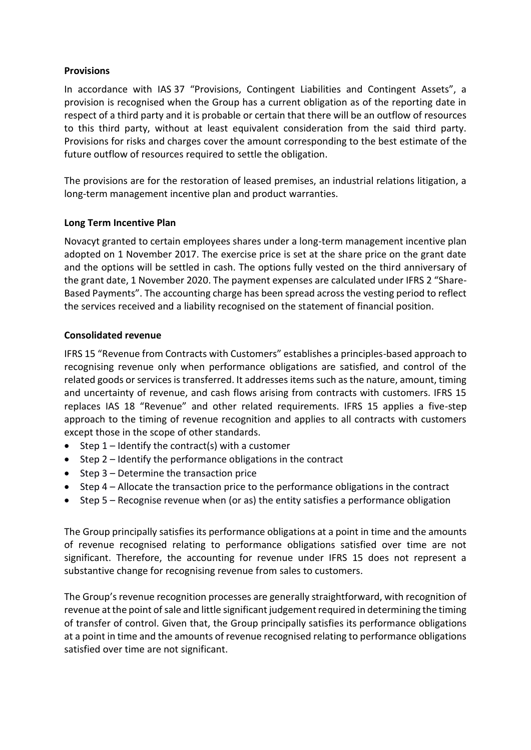**Provisions**

In accordance with IAS 37 "Provisions, Contingent Liabilities and Contingent Assets", a provision is recognised when the Group has a current obligation as of the reporting date in respect of a third party and it is probable or certain that there will be an outflow of resources to this third party, without at least equivalent consideration from the said third party. Provisions for risks and charges cover the amount corresponding to the best estimate of the future outflow of resources required to settle the obligation.

The provisions are for the restoration of leased premises, an industrial relations litigation, a long-term management incentive plan and product warranties.

**Long Term Incentive Plan**

Novacyt granted to certain employees shares under a long-term management incentive plan adopted on 1 November 2017. The exercise price is set at the share price on the grant date and the options will be settled in cash. The options fully vested on the third anniversary of the grant date, 1 November 2020. The payment expenses are calculated under IFRS 2 "Share-Based Payments". The accounting charge has been spread across the vesting period to reflect the services received and a liability recognised on the statement of financial position.

**Consolidated revenue**

IFRS 15 "Revenue from Contracts with Customers" establishes a principles-based approach to recognising revenue only when performance obligations are satisfied, and control of the related goods or services is transferred. It addresses items such as the nature, amount, timing and uncertainty of revenue, and cash flows arising from contracts with customers. IFRS 15 replaces IAS 18 "Revenue" and other related requirements. IFRS 15 applies a five-step approach to the timing of revenue recognition and applies to all contracts with customers except those in the scope of other standards.

- Step 1 – Identify the contract(s) with a customer
- Step 2 – Identify the performance obligations in the contract
- Step 3 – Determine the transaction price
- Step 4 – Allocate the transaction price to the performance obligations in the contract
- Step 5 – Recognise revenue when (or as) the entity satisfies a performance obligation

The Group principally satisfies its performance obligations at a point in time and the amounts of revenue recognised relating to performance obligations satisfied over time are not significant. Therefore, the accounting for revenue under IFRS 15 does not represent a substantive change for recognising revenue from sales to customers.

The Group's revenue recognition processes are generally straightforward, with recognition of revenue at the point of sale and little significant judgement required in determining the timing of transfer of control. Given that, the Group principally satisfies its performance obligations at a point in time and the amounts of revenue recognised relating to performance obligations satisfied over time are not significant.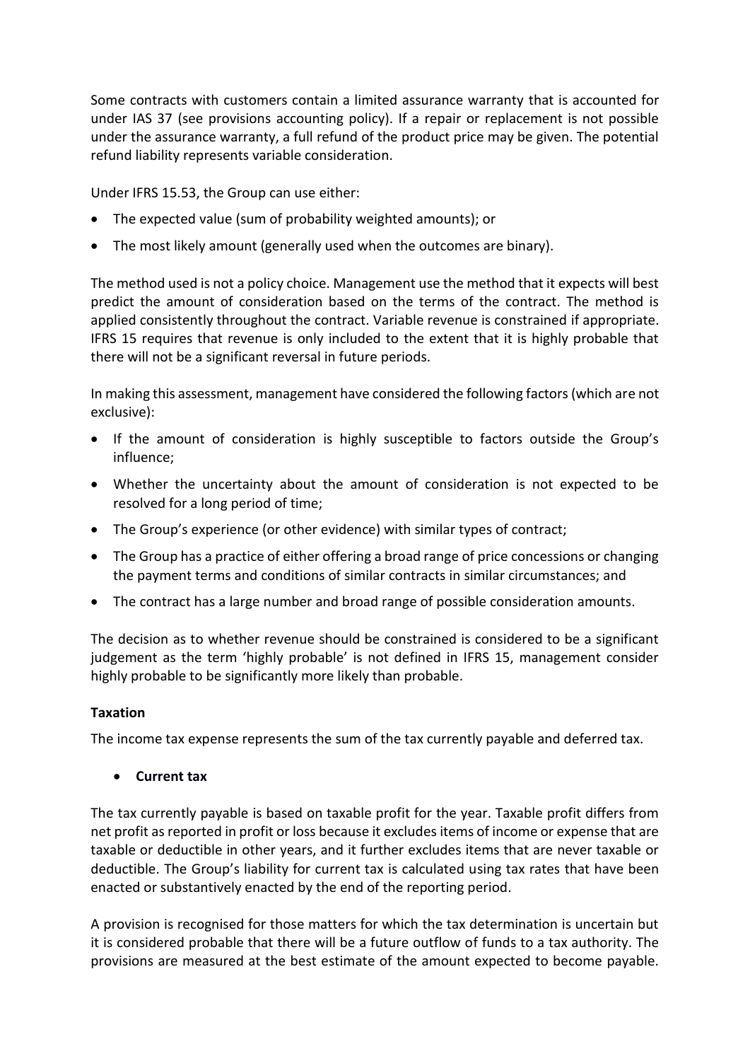Some contracts with customers contain a limited assurance warranty that is accounted for under IAS 37 (see provisions accounting policy). If a repair or replacement is not possible under the assurance warranty, a full refund of the product price may be given. The potential refund liability represents variable consideration.

Under IFRS 15.53, the Group can use either:

- The expected value (sum of probability weighted amounts); or
- The most likely amount (generally used when the outcomes are binary).

The method used is not a policy choice. Management use the method that it expects will best predict the amount of consideration based on the terms of the contract. The method is applied consistently throughout the contract. Variable revenue is constrained if appropriate. IFRS 15 requires that revenue is only included to the extent that it is highly probable that there will not be a significant reversal in future periods.

In making this assessment, management have considered the following factors (which are not exclusive):

- If the amount of consideration is highly susceptible to factors outside the Group's influence;
- Whether the uncertainty about the amount of consideration is not expected to be resolved for a long period of time;
- The Group's experience (or other evidence) with similar types of contract;
- The Group has a practice of either offering a broad range of price concessions or changing the payment terms and conditions of similar contracts in similar circumstances; and
- The contract has a large number and broad range of possible consideration amounts.

The decision as to whether revenue should be constrained is considered to be a significant judgement as the term 'highly probable' is not defined in IFRS 15, management consider highly probable to be significantly more likely than probable.

**Taxation**

The income tax expense represents the sum of the tax currently payable and deferred tax.

- **Current tax**

The tax currently payable is based on taxable profit for the year. Taxable profit differs from net profit as reported in profit or loss because it excludes items of income or expense that are taxable or deductible in other years, and it further excludes items that are never taxable or deductible. The Group's liability for current tax is calculated using tax rates that have been enacted or substantively enacted by the end of the reporting period.

A provision is recognised for those matters for which the tax determination is uncertain but it is considered probable that there will be a future outflow of funds to a tax authority. The provisions are measured at the best estimate of the amount expected to become payable.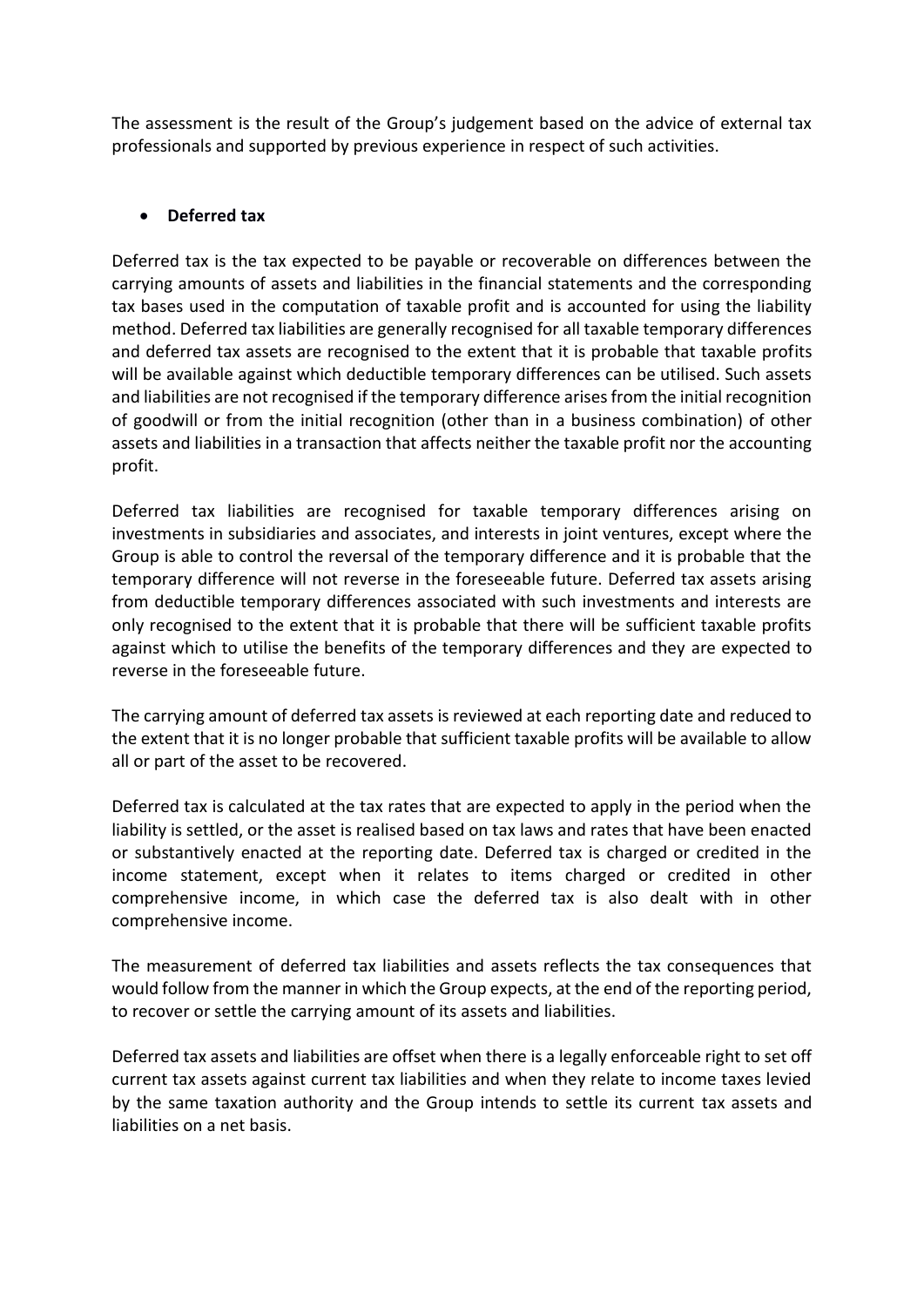The assessment is the result of the Group's judgement based on the advice of external tax professionals and supported by previous experience in respect of such activities.

- **Deferred tax**

Deferred tax is the tax expected to be payable or recoverable on differences between the carrying amounts of assets and liabilities in the financial statements and the corresponding tax bases used in the computation of taxable profit and is accounted for using the liability method. Deferred tax liabilities are generally recognised for all taxable temporary differences and deferred tax assets are recognised to the extent that it is probable that taxable profits will be available against which deductible temporary differences can be utilised. Such assets and liabilities are not recognised if the temporary difference arises from the initial recognition of goodwill or from the initial recognition (other than in a business combination) of other assets and liabilities in a transaction that affects neither the taxable profit nor the accounting profit.

Deferred tax liabilities are recognised for taxable temporary differences arising on investments in subsidiaries and associates, and interests in joint ventures, except where the Group is able to control the reversal of the temporary difference and it is probable that the temporary difference will not reverse in the foreseeable future. Deferred tax assets arising from deductible temporary differences associated with such investments and interests are only recognised to the extent that it is probable that there will be sufficient taxable profits against which to utilise the benefits of the temporary differences and they are expected to reverse in the foreseeable future.

The carrying amount of deferred tax assets is reviewed at each reporting date and reduced to the extent that it is no longer probable that sufficient taxable profits will be available to allow all or part of the asset to be recovered.

Deferred tax is calculated at the tax rates that are expected to apply in the period when the liability is settled, or the asset is realised based on tax laws and rates that have been enacted or substantively enacted at the reporting date. Deferred tax is charged or credited in the income statement, except when it relates to items charged or credited in other comprehensive income, in which case the deferred tax is also dealt with in other comprehensive income.

The measurement of deferred tax liabilities and assets reflects the tax consequences that would follow from the manner in which the Group expects, at the end of the reporting period, to recover or settle the carrying amount of its assets and liabilities.

Deferred tax assets and liabilities are offset when there is a legally enforceable right to set off current tax assets against current tax liabilities and when they relate to income taxes levied by the same taxation authority and the Group intends to settle its current tax assets and liabilities on a net basis.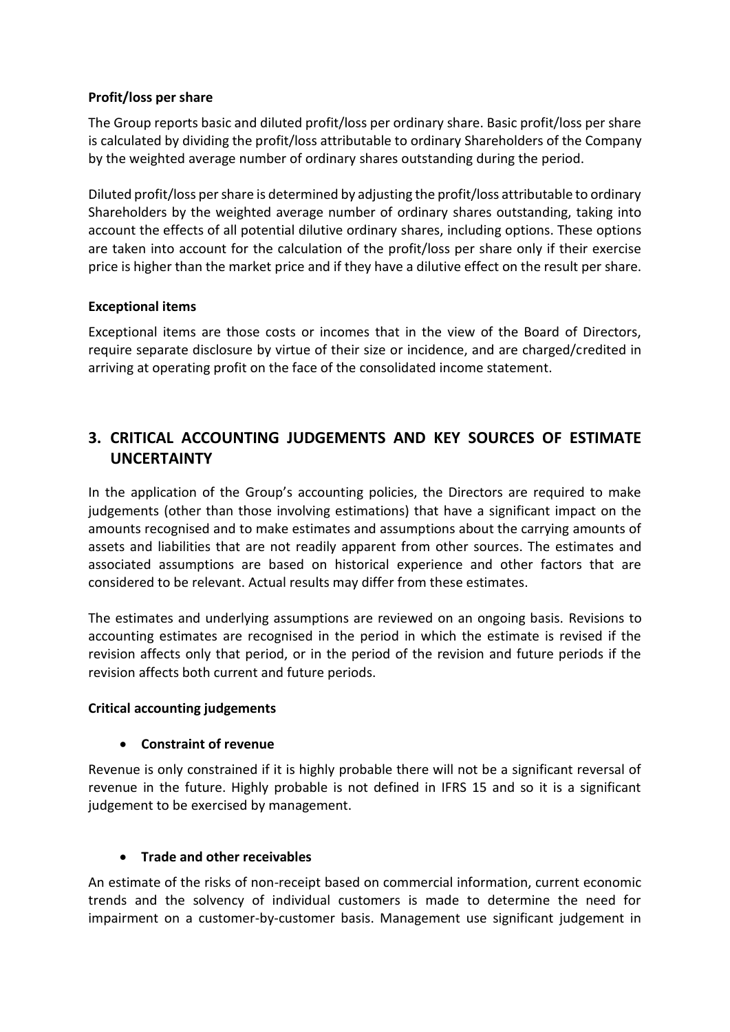**Profit/loss per share**

The Group reports basic and diluted profit/loss per ordinary share. Basic profit/loss per share is calculated by dividing the profit/loss attributable to ordinary Shareholders of the Company by the weighted average number of ordinary shares outstanding during the period.

Diluted profit/loss per share is determined by adjusting the profit/loss attributable to ordinary Shareholders by the weighted average number of ordinary shares outstanding, taking into account the effects of all potential dilutive ordinary shares, including options. These options are taken into account for the calculation of the profit/loss per share only if their exercise price is higher than the market price and if they have a dilutive effect on the result per share.

**Exceptional items**

Exceptional items are those costs or incomes that in the view of the Board of Directors, require separate disclosure by virtue of their size or incidence, and are charged/credited in arriving at operating profit on the face of the consolidated income statement.

## 3. CRITICAL ACCOUNTING JUDGEMENTS AND KEY SOURCES OF ESTIMATE UNCERTAINTY

In the application of the Group's accounting policies, the Directors are required to make judgements (other than those involving estimations) that have a significant impact on the amounts recognised and to make estimates and assumptions about the carrying amounts of assets and liabilities that are not readily apparent from other sources. The estimates and associated assumptions are based on historical experience and other factors that are considered to be relevant. Actual results may differ from these estimates.

The estimates and underlying assumptions are reviewed on an ongoing basis. Revisions to accounting estimates are recognised in the period in which the estimate is revised if the revision affects only that period, or in the period of the revision and future periods if the revision affects both current and future periods.

**Critical accounting judgements**

- **Constraint of revenue**

Revenue is only constrained if it is highly probable there will not be a significant reversal of revenue in the future. Highly probable is not defined in IFRS 15 and so it is a significant judgement to be exercised by management.

- **Trade and other receivables**

An estimate of the risks of non-receipt based on commercial information, current economic trends and the solvency of individual customers is made to determine the need for impairment on a customer-by-customer basis. Management use significant judgement in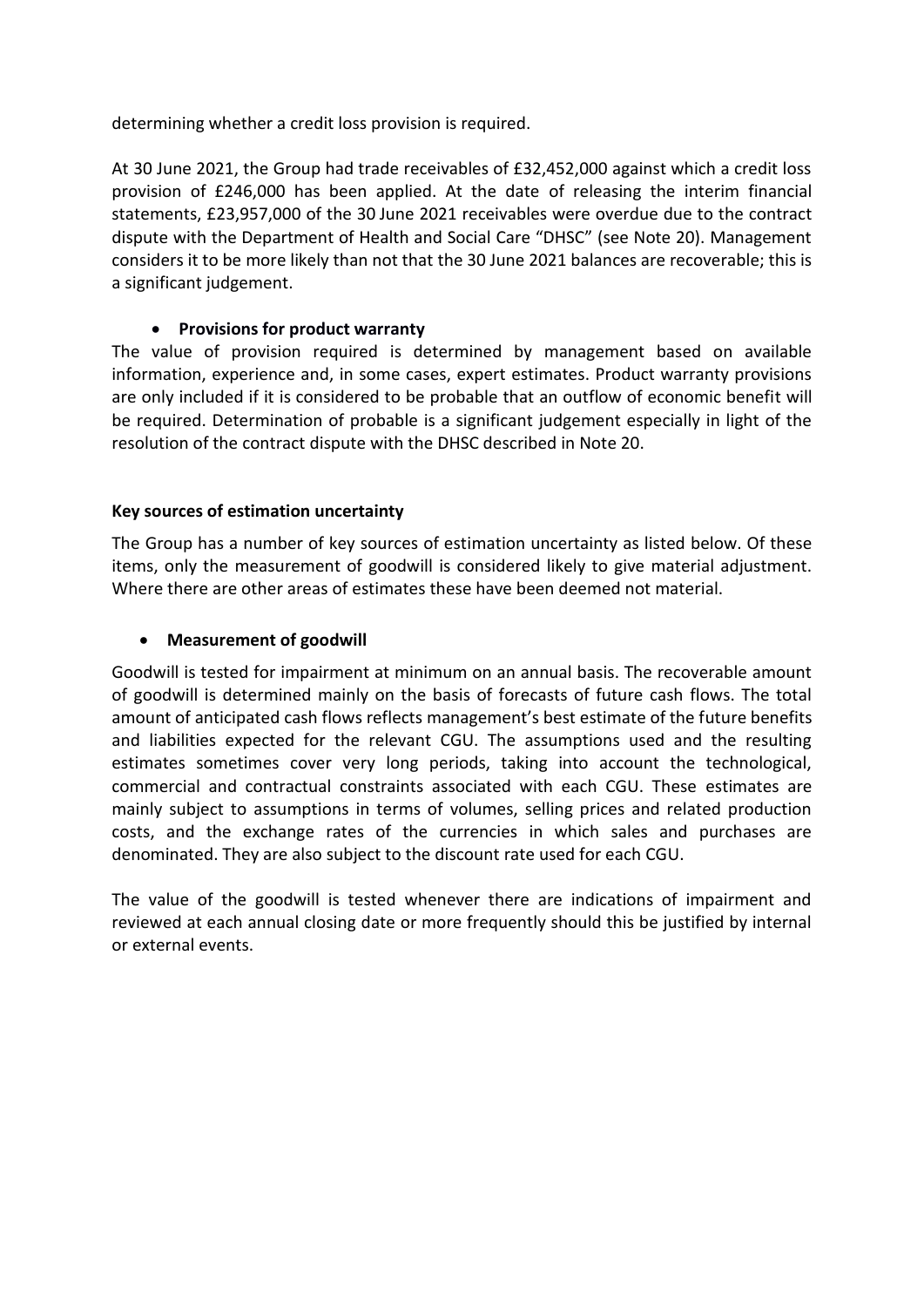determining whether a credit loss provision is required.

At 30 June 2021, the Group had trade receivables of £32,452,000 against which a credit loss provision of £246,000 has been applied. At the date of releasing the interim financial statements, £23,957,000 of the 30 June 2021 receivables were overdue due to the contract dispute with the Department of Health and Social Care "DHSC" (see Note 20). Management considers it to be more likely than not that the 30 June 2021 balances are recoverable; this is a significant judgement.

- **Provisions for product warranty**

The value of provision required is determined by management based on available information, experience and, in some cases, expert estimates. Product warranty provisions are only included if it is considered to be probable that an outflow of economic benefit will be required. Determination of probable is a significant judgement especially in light of the resolution of the contract dispute with the DHSC described in Note 20.

**Key sources of estimation uncertainty**

The Group has a number of key sources of estimation uncertainty as listed below. Of these items, only the measurement of goodwill is considered likely to give material adjustment. Where there are other areas of estimates these have been deemed not material.

- **Measurement of goodwill**

Goodwill is tested for impairment at minimum on an annual basis. The recoverable amount of goodwill is determined mainly on the basis of forecasts of future cash flows. The total amount of anticipated cash flows reflects management's best estimate of the future benefits and liabilities expected for the relevant CGU. The assumptions used and the resulting estimates sometimes cover very long periods, taking into account the technological, commercial and contractual constraints associated with each CGU. These estimates are mainly subject to assumptions in terms of volumes, selling prices and related production costs, and the exchange rates of the currencies in which sales and purchases are denominated. They are also subject to the discount rate used for each CGU.

The value of the goodwill is tested whenever there are indications of impairment and reviewed at each annual closing date or more frequently should this be justified by internal or external events.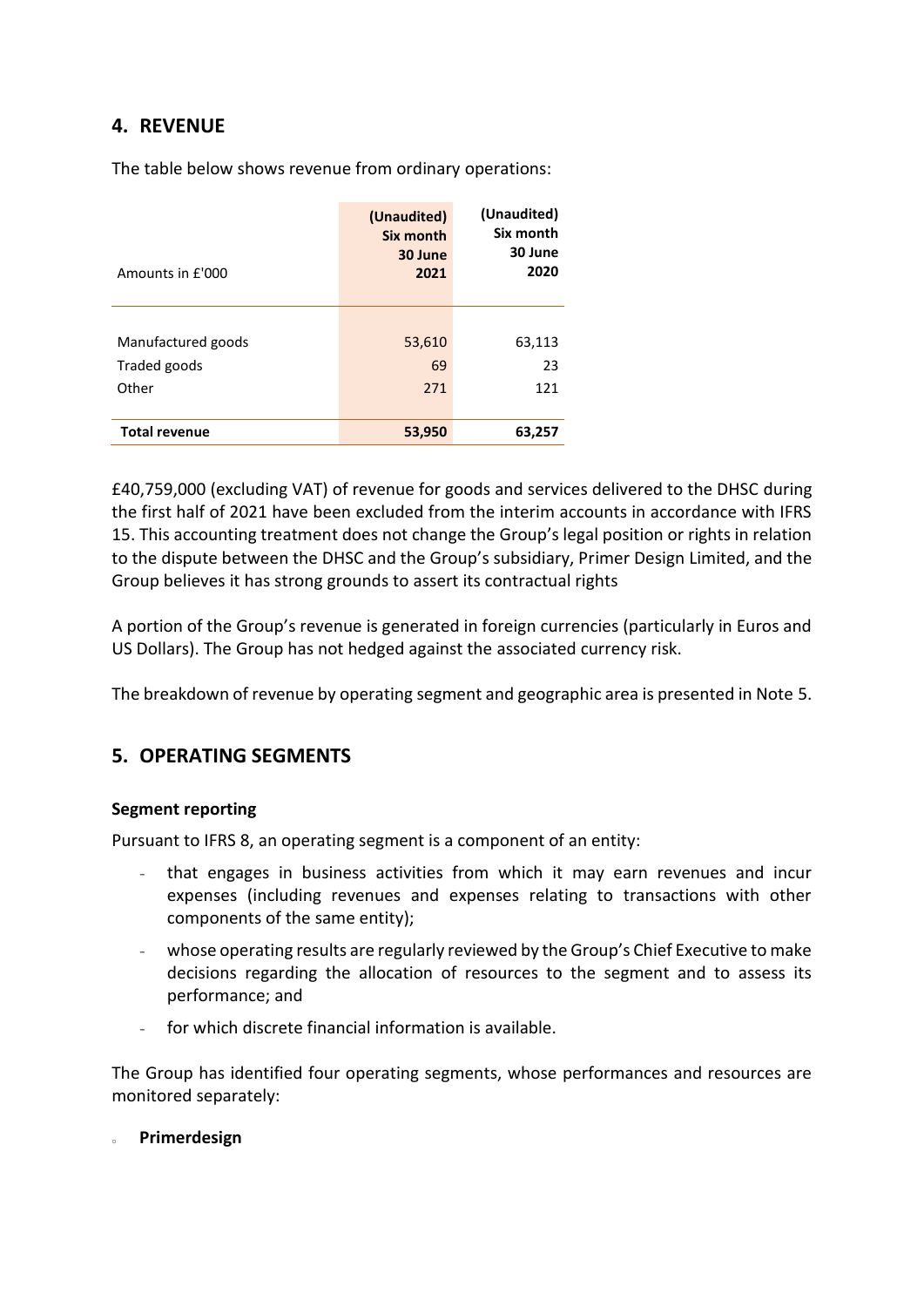## 4. REVENUE

The table below shows revenue from ordinary operations:

| Amounts in £'000 | (Unaudited) Six month 30 June 2021 | (Unaudited) Six month 30 June 2020 |
|---|---|---|
| Manufactured goods | 53,610 | 63,113 |
| Traded goods | 69 | 23 |
| Other | 271 | 121 |
| **Total revenue** | **53,950** | **63,257** |

£40,759,000 (excluding VAT) of revenue for goods and services delivered to the DHSC during the first half of 2021 have been excluded from the interim accounts in accordance with IFRS 15. This accounting treatment does not change the Group's legal position or rights in relation to the dispute between the DHSC and the Group's subsidiary, Primer Design Limited, and the Group believes it has strong grounds to assert its contractual rights

A portion of the Group's revenue is generated in foreign currencies (particularly in Euros and US Dollars). The Group has not hedged against the associated currency risk.

The breakdown of revenue by operating segment and geographic area is presented in Note 5.

## 5. OPERATING SEGMENTS

**Segment reporting**

Pursuant to IFRS 8, an operating segment is a component of an entity:

- that engages in business activities from which it may earn revenues and incur expenses (including revenues and expenses relating to transactions with other components of the same entity);
- whose operating results are regularly reviewed by the Group's Chief Executive to make decisions regarding the allocation of resources to the segment and to assess its performance; and
- for which discrete financial information is available.

The Group has identified four operating segments, whose performances and resources are monitored separately:

- **Primerdesign**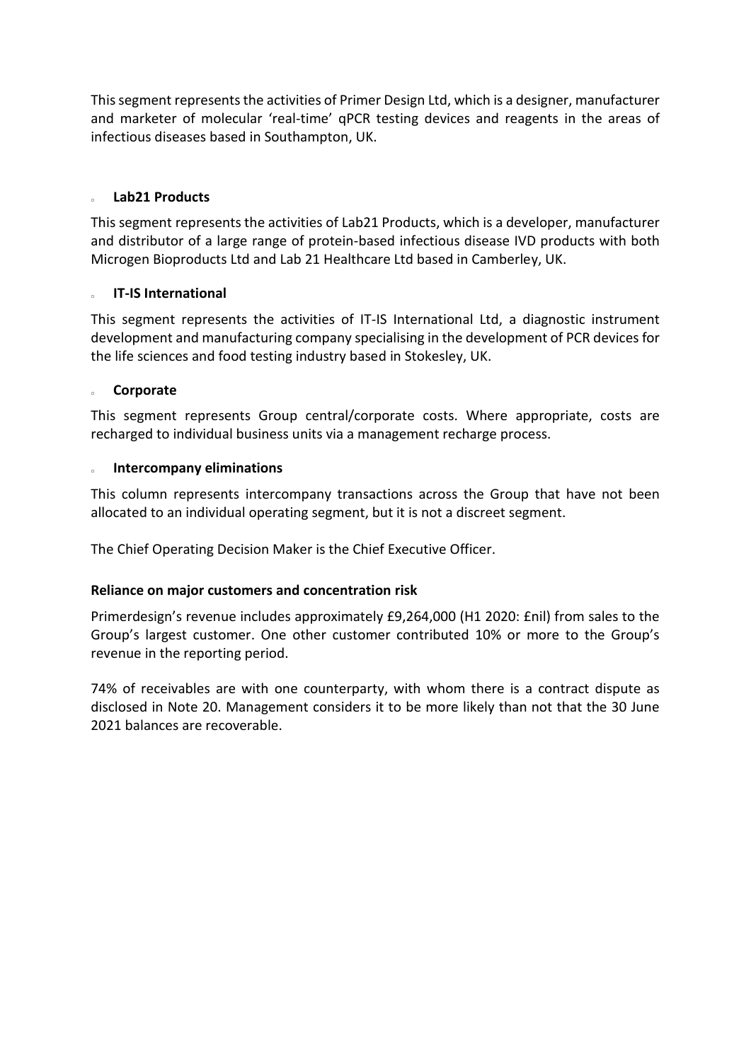This segment represents the activities of Primer Design Ltd, which is a designer, manufacturer and marketer of molecular 'real-time' qPCR testing devices and reagents in the areas of infectious diseases based in Southampton, UK.

- **Lab21 Products**

This segment represents the activities of Lab21 Products, which is a developer, manufacturer and distributor of a large range of protein-based infectious disease IVD products with both Microgen Bioproducts Ltd and Lab 21 Healthcare Ltd based in Camberley, UK.

- **IT-IS International**

This segment represents the activities of IT-IS International Ltd, a diagnostic instrument development and manufacturing company specialising in the development of PCR devices for the life sciences and food testing industry based in Stokesley, UK.

- **Corporate**

This segment represents Group central/corporate costs. Where appropriate, costs are recharged to individual business units via a management recharge process.

- **Intercompany eliminations**

This column represents intercompany transactions across the Group that have not been allocated to an individual operating segment, but it is not a discreet segment.

The Chief Operating Decision Maker is the Chief Executive Officer.

**Reliance on major customers and concentration risk**

Primerdesign's revenue includes approximately £9,264,000 (H1 2020: £nil) from sales to the Group's largest customer. One other customer contributed 10% or more to the Group's revenue in the reporting period.

74% of receivables are with one counterparty, with whom there is a contract dispute as disclosed in Note 20. Management considers it to be more likely than not that the 30 June 2021 balances are recoverable.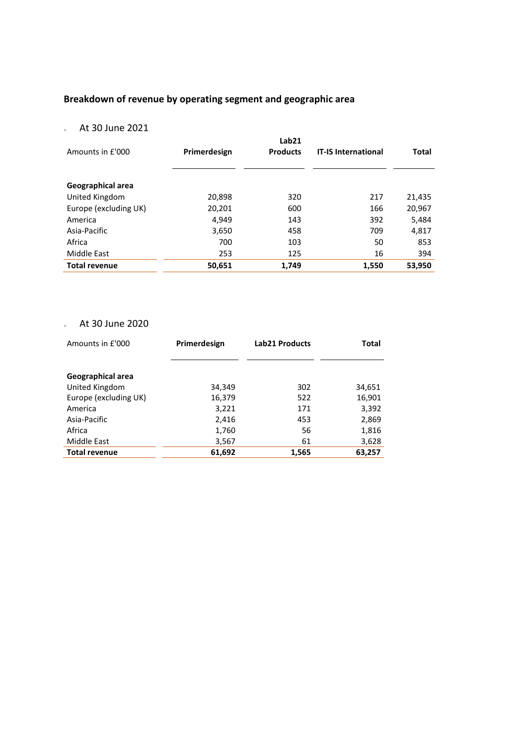## Breakdown of revenue by operating segment and geographic area

- At 30 June 2021

| Amounts in £'000 | Primerdesign | Lab21 Products | IT-IS International | Total |
|---|---|---|---|---|
| **Geographical area** | | | | |
| United Kingdom | 20,898 | 320 | 217 | 21,435 |
| Europe (excluding UK) | 20,201 | 600 | 166 | 20,967 |
| America | 4,949 | 143 | 392 | 5,484 |
| Asia-Pacific | 3,650 | 458 | 709 | 4,817 |
| Africa | 700 | 103 | 50 | 853 |
| Middle East | 253 | 125 | 16 | 394 |
| **Total revenue** | **50,651** | **1,749** | **1,550** | **53,950** |

- At 30 June 2020

| Amounts in £'000 | Primerdesign | Lab21 Products | Total |
|---|---|---|---|
| **Geographical area** | | | |
| United Kingdom | 34,349 | 302 | 34,651 |
| Europe (excluding UK) | 16,379 | 522 | 16,901 |
| America | 3,221 | 171 | 3,392 |
| Asia-Pacific | 2,416 | 453 | 2,869 |
| Africa | 1,760 | 56 | 1,816 |
| Middle East | 3,567 | 61 | 3,628 |
| **Total revenue** | **61,692** | **1,565** | **63,257** |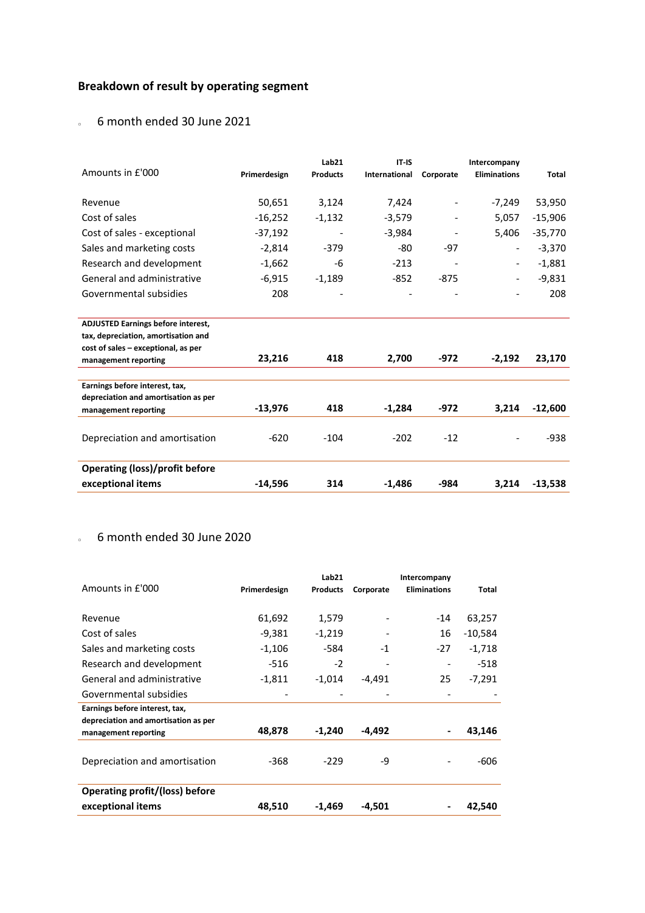## Breakdown of result by operating segment

- 6 month ended 30 June 2021

| Amounts in £'000 | Primerdesign | Lab21 Products | IT-IS International | Corporate | Intercompany Eliminations | Total |
|---|---|---|---|---|---|---|
| Revenue | 50,651 | 3,124 | 7,424 | - | -7,249 | 53,950 |
| Cost of sales | -16,252 | -1,132 | -3,579 | - | 5,057 | -15,906 |
| Cost of sales - exceptional | -37,192 | - | -3,984 | - | 5,406 | -35,770 |
| Sales and marketing costs | -2,814 | -379 | -80 | -97 | - | -3,370 |
| Research and development | -1,662 | -6 | -213 | - | - | -1,881 |
| General and administrative | -6,915 | -1,189 | -852 | -875 | - | -9,831 |
| Governmental subsidies | 208 | - | - | - | - | 208 |
| **ADJUSTED Earnings before interest, tax, depreciation, amortisation and cost of sales – exceptional, as per management reporting** | **23,216** | **418** | **2,700** | **-972** | **-2,192** | **23,170** |
| **Earnings before interest, tax, depreciation and amortisation as per management reporting** | **-13,976** | **418** | **-1,284** | **-972** | **3,214** | **-12,600** |
| Depreciation and amortisation | -620 | -104 | -202 | -12 | - | -938 |
| **Operating (loss)/profit before exceptional items** | **-14,596** | **314** | **-1,486** | **-984** | **3,214** | **-13,538** |

- 6 month ended 30 June 2020

| Amounts in £'000 | Primerdesign | Lab21 Products | Corporate | Intercompany Eliminations | Total |
|---|---|---|---|---|---|
| Revenue | 61,692 | 1,579 | - | -14 | 63,257 |
| Cost of sales | -9,381 | -1,219 | - | 16 | -10,584 |
| Sales and marketing costs | -1,106 | -584 | -1 | -27 | -1,718 |
| Research and development | -516 | -2 | - | - | -518 |
| General and administrative | -1,811 | -1,014 | -4,491 | 25 | -7,291 |
| Governmental subsidies | - | - | - | - | - |
| **Earnings before interest, tax, depreciation and amortisation as per management reporting** | **48,878** | **-1,240** | **-4,492** | **-** | **43,146** |
| Depreciation and amortisation | -368 | -229 | -9 | - | -606 |
| **Operating profit/(loss) before exceptional items** | **48,510** | **-1,469** | **-4,501** | **-** | **42,540** |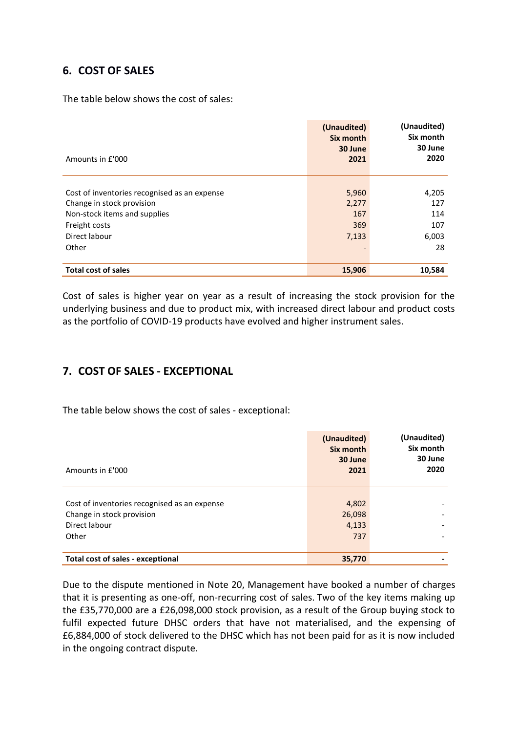## 6. COST OF SALES

The table below shows the cost of sales:

| Amounts in £'000 | (Unaudited) Six month 30 June 2021 | (Unaudited) Six month 30 June 2020 |
|---|---|---|
| Cost of inventories recognised as an expense | 5,960 | 4,205 |
| Change in stock provision | 2,277 | 127 |
| Non-stock items and supplies | 167 | 114 |
| Freight costs | 369 | 107 |
| Direct labour | 7,133 | 6,003 |
| Other | - | 28 |
| **Total cost of sales** | **15,906** | **10,584** |

Cost of sales is higher year on year as a result of increasing the stock provision for the underlying business and due to product mix, with increased direct labour and product costs as the portfolio of COVID-19 products have evolved and higher instrument sales.

## 7. COST OF SALES - EXCEPTIONAL

The table below shows the cost of sales - exceptional:

| Amounts in £'000 | (Unaudited) Six month 30 June 2021 | (Unaudited) Six month 30 June 2020 |
|---|---|---|
| Cost of inventories recognised as an expense | 4,802 | - |
| Change in stock provision | 26,098 | - |
| Direct labour | 4,133 | - |
| Other | 737 | - |
| **Total cost of sales - exceptional** | **35,770** | **-** |

Due to the dispute mentioned in Note 20, Management have booked a number of charges that it is presenting as one-off, non-recurring cost of sales. Two of the key items making up the £35,770,000 are a £26,098,000 stock provision, as a result of the Group buying stock to fulfil expected future DHSC orders that have not materialised, and the expensing of £6,884,000 of stock delivered to the DHSC which has not been paid for as it is now included in the ongoing contract dispute.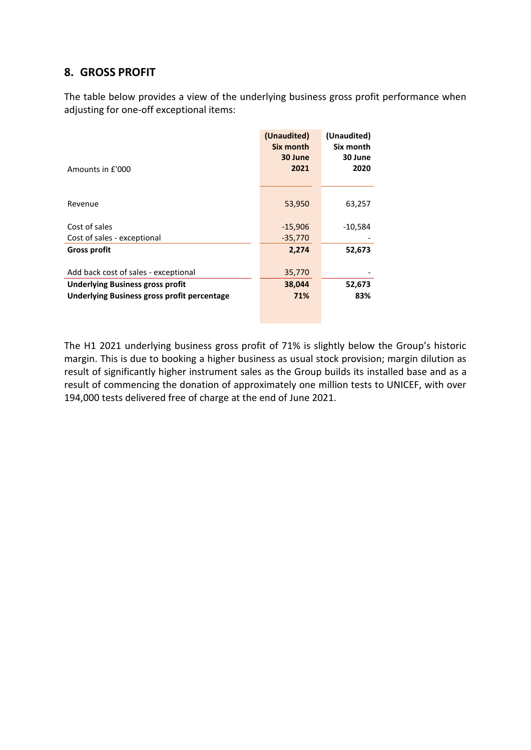## 8. GROSS PROFIT

The table below provides a view of the underlying business gross profit performance when adjusting for one-off exceptional items:

| Amounts in £'000 | (Unaudited) Six month 30 June 2021 | (Unaudited) Six month 30 June 2020 |
|---|---|---|
| Revenue | 53,950 | 63,257 |
| Cost of sales | -15,906 | -10,584 |
| Cost of sales - exceptional | -35,770 | - |
| **Gross profit** | **2,274** | **52,673** |
| Add back cost of sales - exceptional | 35,770 | - |
| **Underlying Business gross profit** | **38,044** | **52,673** |
| **Underlying Business gross profit percentage** | **71%** | **83%** |

The H1 2021 underlying business gross profit of 71% is slightly below the Group's historic margin. This is due to booking a higher business as usual stock provision; margin dilution as result of significantly higher instrument sales as the Group builds its installed base and as a result of commencing the donation of approximately one million tests to UNICEF, with over 194,000 tests delivered free of charge at the end of June 2021.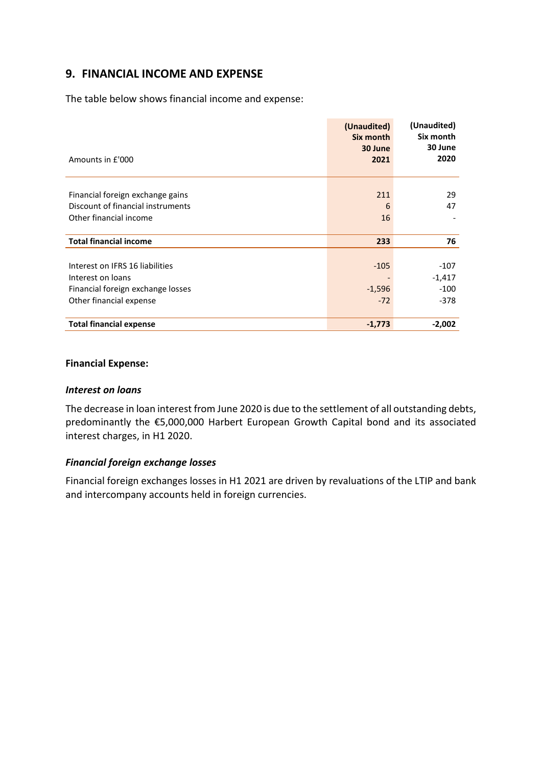## 9. FINANCIAL INCOME AND EXPENSE

The table below shows financial income and expense:

| Amounts in £'000 | (Unaudited) Six month 30 June 2021 | (Unaudited) Six month 30 June 2020 |
|---|---|---|
| Financial foreign exchange gains | 211 | 29 |
| Discount of financial instruments | 6 | 47 |
| Other financial income | 16 | - |
| **Total financial income** | **233** | **76** |
| Interest on IFRS 16 liabilities | -105 | -107 |
| Interest on loans | - | -1,417 |
| Financial foreign exchange losses | -1,596 | -100 |
| Other financial expense | -72 | -378 |
| **Total financial expense** | **-1,773** | **-2,002** |

**Financial Expense:**

***Interest on loans***

The decrease in loan interest from June 2020 is due to the settlement of all outstanding debts, predominantly the €5,000,000 Harbert European Growth Capital bond and its associated interest charges, in H1 2020.

***Financial foreign exchange losses***

Financial foreign exchanges losses in H1 2021 are driven by revaluations of the LTIP and bank and intercompany accounts held in foreign currencies.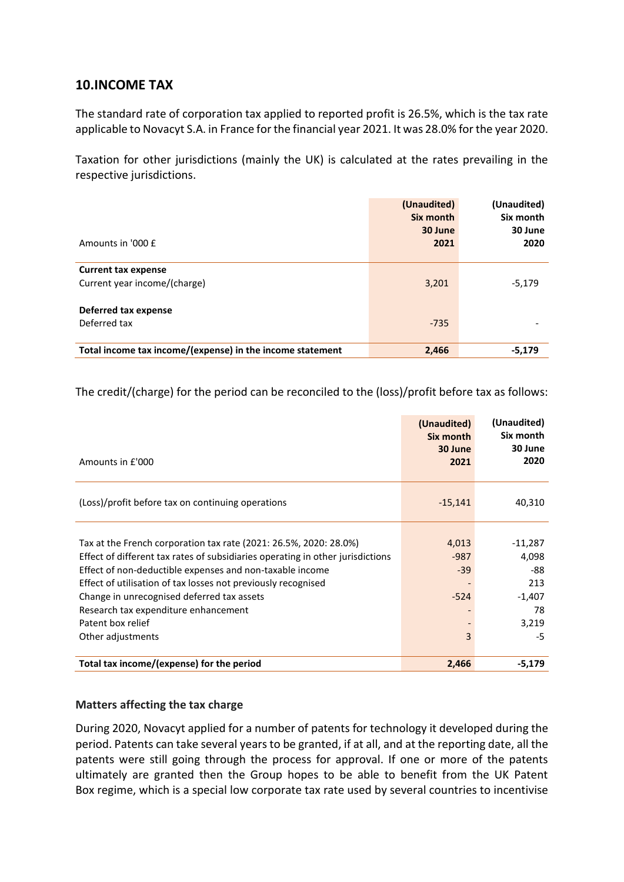## 10. INCOME TAX

The standard rate of corporation tax applied to reported profit is 26.5%, which is the tax rate applicable to Novacyt S.A. in France for the financial year 2021. It was 28.0% for the year 2020.

Taxation for other jurisdictions (mainly the UK) is calculated at the rates prevailing in the respective jurisdictions.

| Amounts in '000 £ | (Unaudited) Six month 30 June 2021 | (Unaudited) Six month 30 June 2020 |
|---|---|---|
| **Current tax expense** | | |
| Current year income/(charge) | 3,201 | -5,179 |
| **Deferred tax expense** | | |
| Deferred tax | -735 | - |
| **Total income tax income/(expense) in the income statement** | **2,466** | **-5,179** |

The credit/(charge) for the period can be reconciled to the (loss)/profit before tax as follows:

| Amounts in £'000 | (Unaudited) Six month 30 June 2021 | (Unaudited) Six month 30 June 2020 |
|---|---|---|
| (Loss)/profit before tax on continuing operations | -15,141 | 40,310 |
| Tax at the French corporation tax rate (2021: 26.5%, 2020: 28.0%) | 4,013 | -11,287 |
| Effect of different tax rates of subsidiaries operating in other jurisdictions | -987 | 4,098 |
| Effect of non-deductible expenses and non-taxable income | -39 | -88 |
| Effect of utilisation of tax losses not previously recognised | - | 213 |
| Change in unrecognised deferred tax assets | -524 | -1,407 |
| Research tax expenditure enhancement | - | 78 |
| Patent box relief | - | 3,219 |
| Other adjustments | 3 | -5 |
| **Total tax income/(expense) for the period** | **2,466** | **-5,179** |

### Matters affecting the tax charge

During 2020, Novacyt applied for a number of patents for technology it developed during the period. Patents can take several years to be granted, if at all, and at the reporting date, all the patents were still going through the process for approval. If one or more of the patents ultimately are granted then the Group hopes to be able to benefit from the UK Patent Box regime, which is a special low corporate tax rate used by several countries to incentivise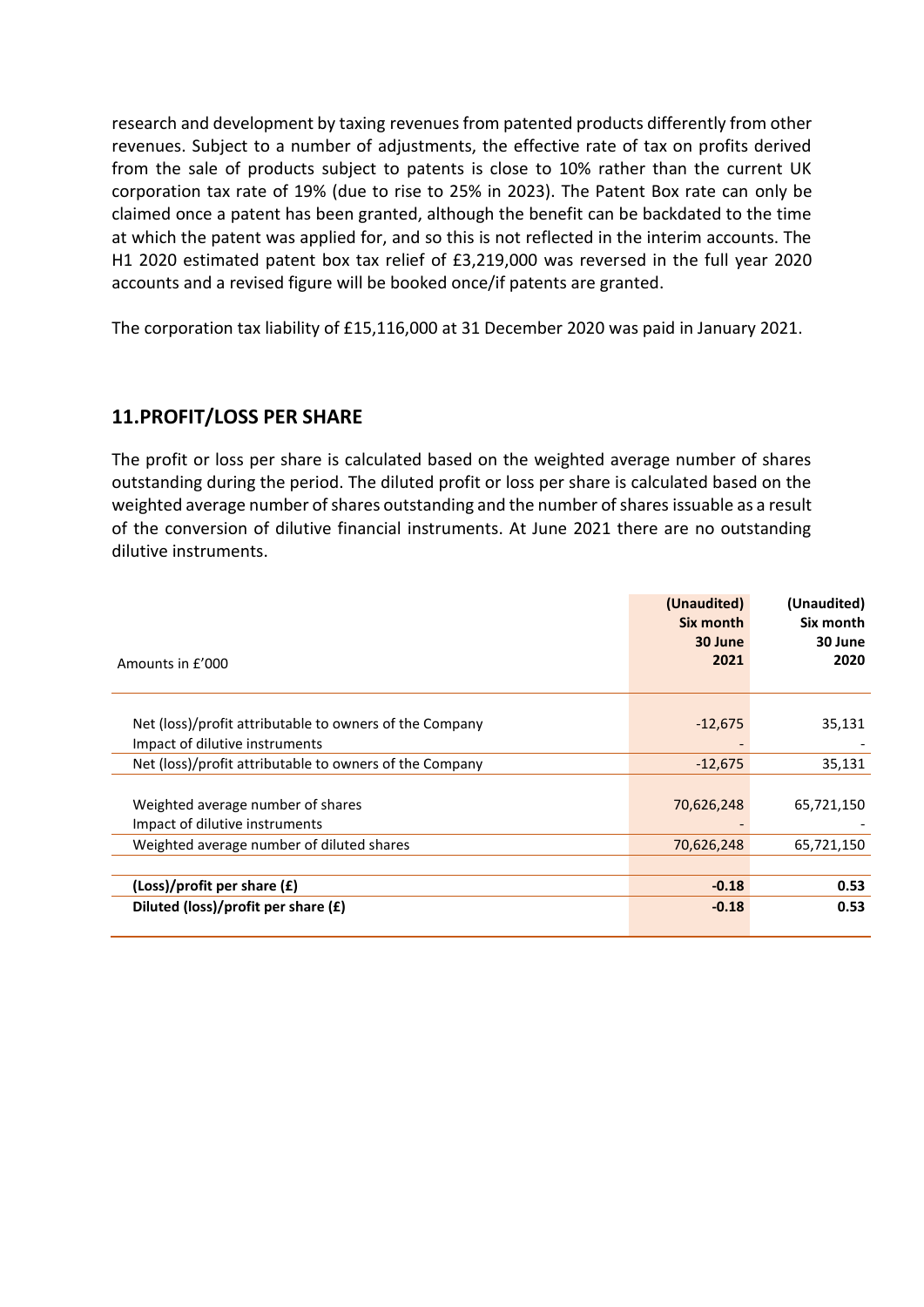research and development by taxing revenues from patented products differently from other revenues. Subject to a number of adjustments, the effective rate of tax on profits derived from the sale of products subject to patents is close to 10% rather than the current UK corporation tax rate of 19% (due to rise to 25% in 2023). The Patent Box rate can only be claimed once a patent has been granted, although the benefit can be backdated to the time at which the patent was applied for, and so this is not reflected in the interim accounts. The H1 2020 estimated patent box tax relief of £3,219,000 was reversed in the full year 2020 accounts and a revised figure will be booked once/if patents are granted.

The corporation tax liability of £15,116,000 at 31 December 2020 was paid in January 2021.

## 11.PROFIT/LOSS PER SHARE

The profit or loss per share is calculated based on the weighted average number of shares outstanding during the period. The diluted profit or loss per share is calculated based on the weighted average number of shares outstanding and the number of shares issuable as a result of the conversion of dilutive financial instruments. At June 2021 there are no outstanding dilutive instruments.

| Amounts in £'000 | (Unaudited) Six month 30 June 2021 | (Unaudited) Six month 30 June 2020 |
|---|---|---|
| Net (loss)/profit attributable to owners of the Company | -12,675 | 35,131 |
| Impact of dilutive instruments | - | - |
| Net (loss)/profit attributable to owners of the Company | -12,675 | 35,131 |
| | | |
| Weighted average number of shares | 70,626,248 | 65,721,150 |
| Impact of dilutive instruments | - | - |
| Weighted average number of diluted shares | 70,626,248 | 65,721,150 |
| | | |
| **(Loss)/profit per share (£)** | **-0.18** | **0.53** |
| **Diluted (loss)/profit per share (£)** | **-0.18** | **0.53** |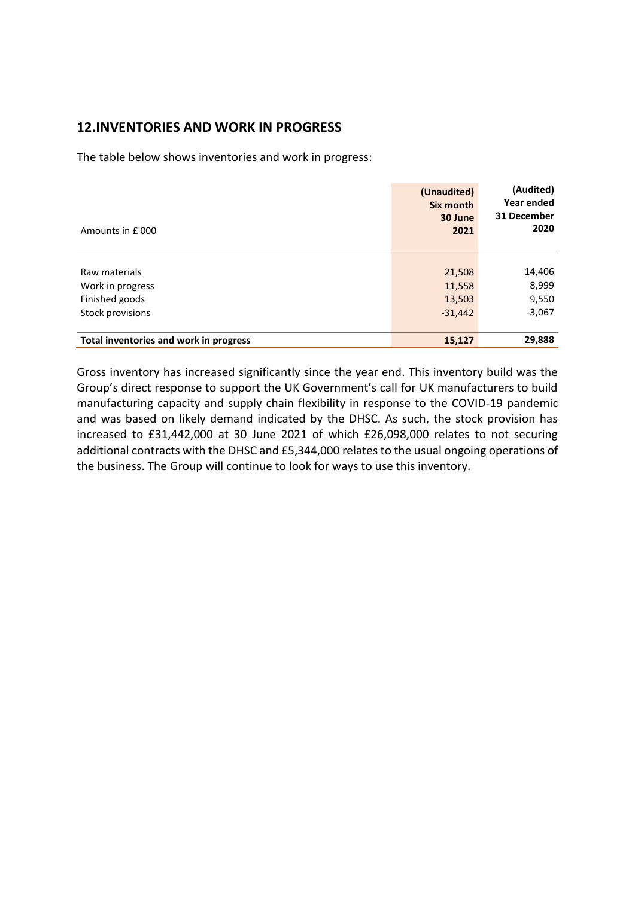## 12.INVENTORIES AND WORK IN PROGRESS

The table below shows inventories and work in progress:

| Amounts in £'000 | (Unaudited) Six month 30 June 2021 | (Audited) Year ended 31 December 2020 |
|---|---|---|
| Raw materials | 21,508 | 14,406 |
| Work in progress | 11,558 | 8,999 |
| Finished goods | 13,503 | 9,550 |
| Stock provisions | -31,442 | -3,067 |
| **Total inventories and work in progress** | **15,127** | **29,888** |

Gross inventory has increased significantly since the year end. This inventory build was the Group's direct response to support the UK Government's call for UK manufacturers to build manufacturing capacity and supply chain flexibility in response to the COVID-19 pandemic and was based on likely demand indicated by the DHSC. As such, the stock provision has increased to £31,442,000 at 30 June 2021 of which £26,098,000 relates to not securing additional contracts with the DHSC and £5,344,000 relates to the usual ongoing operations of the business. The Group will continue to look for ways to use this inventory.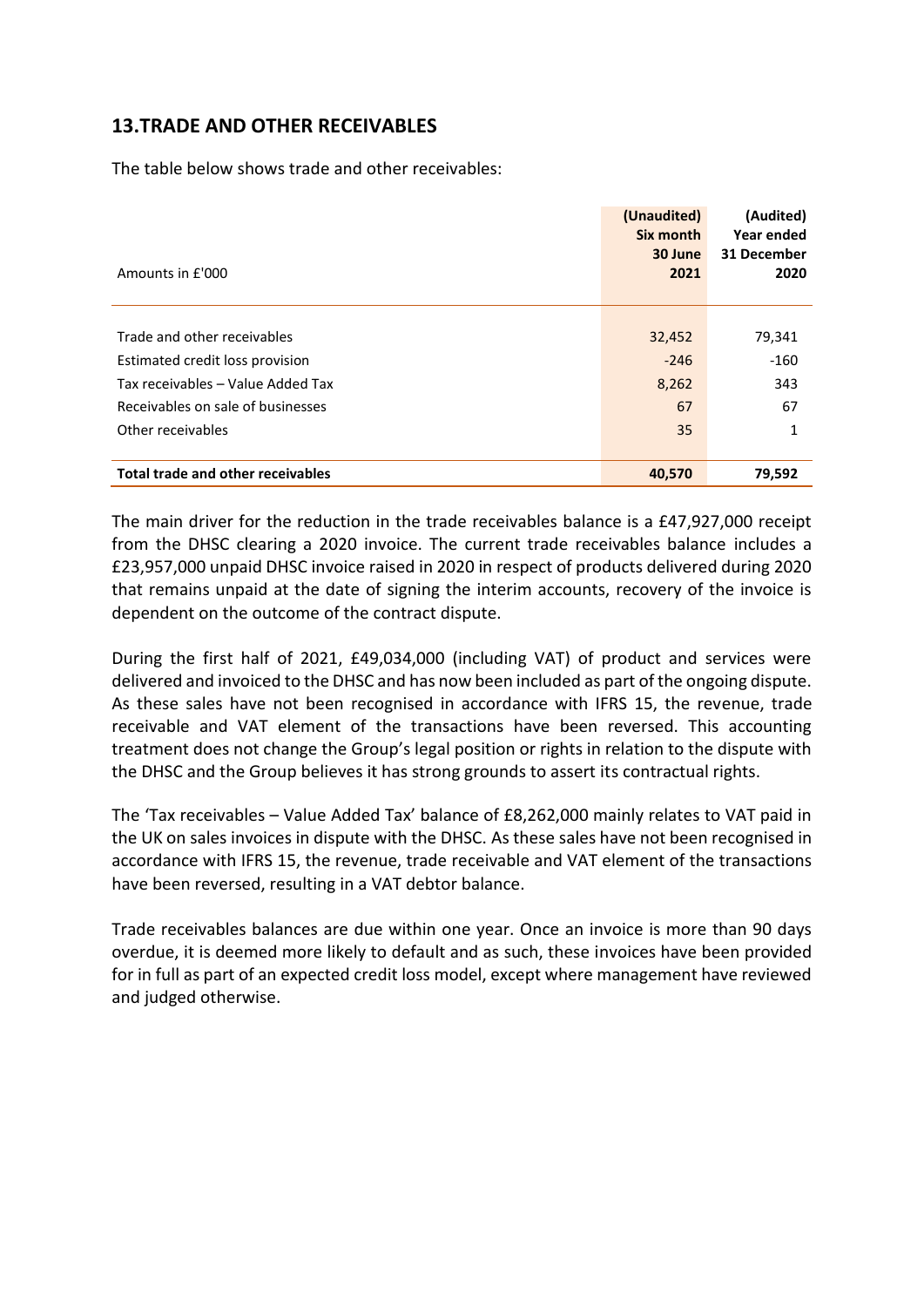## 13.TRADE AND OTHER RECEIVABLES

The table below shows trade and other receivables:

| Amounts in £'000 | (Unaudited) Six month 30 June 2021 | (Audited) Year ended 31 December 2020 |
|---|---|---|
| Trade and other receivables | 32,452 | 79,341 |
| Estimated credit loss provision | -246 | -160 |
| Tax receivables – Value Added Tax | 8,262 | 343 |
| Receivables on sale of businesses | 67 | 67 |
| Other receivables | 35 | 1 |
| **Total trade and other receivables** | **40,570** | **79,592** |

The main driver for the reduction in the trade receivables balance is a £47,927,000 receipt from the DHSC clearing a 2020 invoice. The current trade receivables balance includes a £23,957,000 unpaid DHSC invoice raised in 2020 in respect of products delivered during 2020 that remains unpaid at the date of signing the interim accounts, recovery of the invoice is dependent on the outcome of the contract dispute.

During the first half of 2021, £49,034,000 (including VAT) of product and services were delivered and invoiced to the DHSC and has now been included as part of the ongoing dispute. As these sales have not been recognised in accordance with IFRS 15, the revenue, trade receivable and VAT element of the transactions have been reversed. This accounting treatment does not change the Group's legal position or rights in relation to the dispute with the DHSC and the Group believes it has strong grounds to assert its contractual rights.

The 'Tax receivables – Value Added Tax' balance of £8,262,000 mainly relates to VAT paid in the UK on sales invoices in dispute with the DHSC. As these sales have not been recognised in accordance with IFRS 15, the revenue, trade receivable and VAT element of the transactions have been reversed, resulting in a VAT debtor balance.

Trade receivables balances are due within one year. Once an invoice is more than 90 days overdue, it is deemed more likely to default and as such, these invoices have been provided for in full as part of an expected credit loss model, except where management have reviewed and judged otherwise.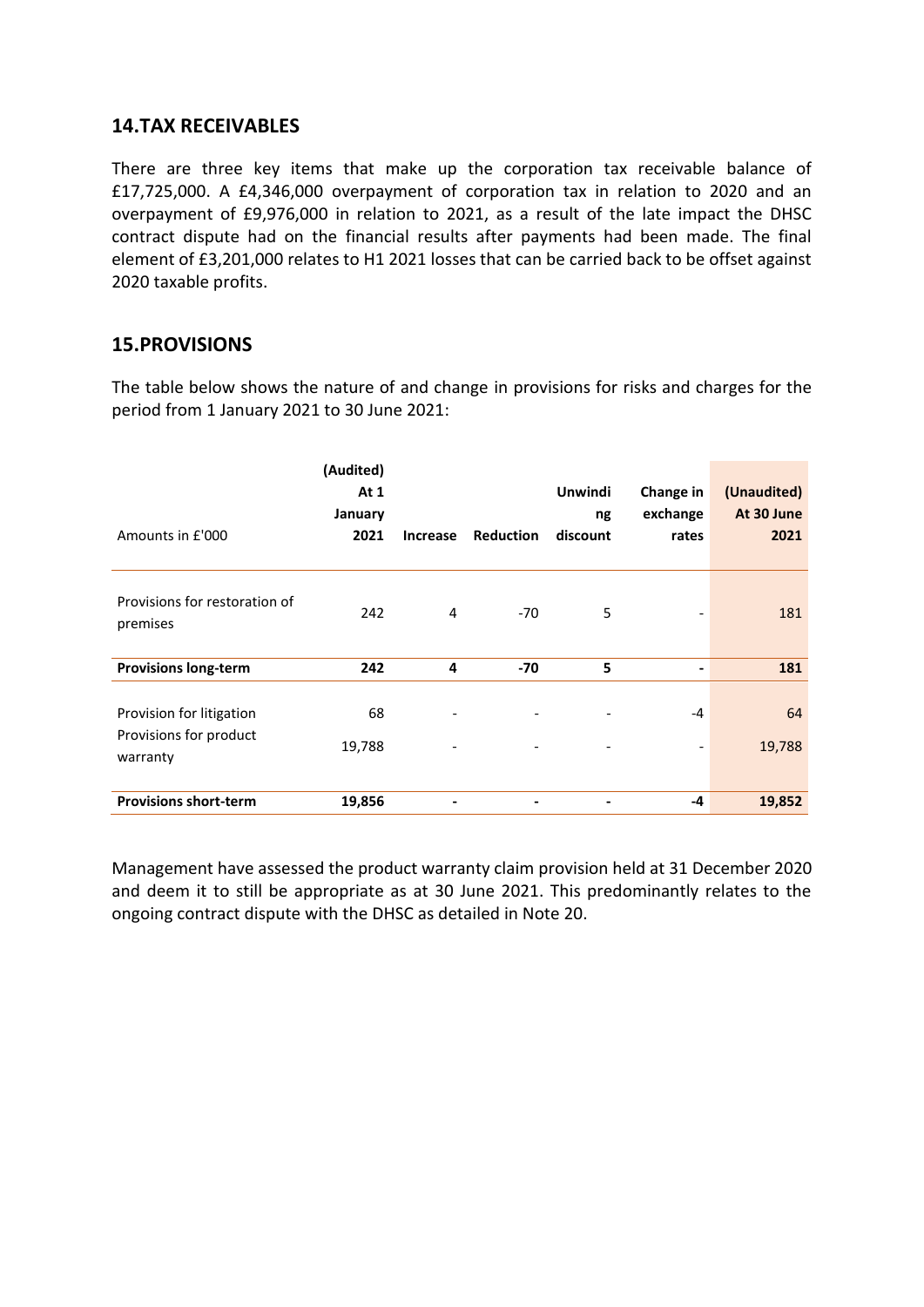## 14.TAX RECEIVABLES

There are three key items that make up the corporation tax receivable balance of £17,725,000. A £4,346,000 overpayment of corporation tax in relation to 2020 and an overpayment of £9,976,000 in relation to 2021, as a result of the late impact the DHSC contract dispute had on the financial results after payments had been made. The final element of £3,201,000 relates to H1 2021 losses that can be carried back to be offset against 2020 taxable profits.

## 15.PROVISIONS

The table below shows the nature of and change in provisions for risks and charges for the period from 1 January 2021 to 30 June 2021:

| Amounts in £'000 | (Audited) At 1 January 2021 | Increase | Reduction | Unwinding discount | Change in exchange rates | (Unaudited) At 30 June 2021 |
|---|---|---|---|---|---|---|
| Provisions for restoration of premises | 242 | 4 | -70 | 5 | - | 181 |
| **Provisions long-term** | **242** | **4** | **-70** | **5** | **-** | **181** |
| Provision for litigation | 68 | - | - | - | -4 | 64 |
| Provisions for product warranty | 19,788 | - | - | - | - | 19,788 |
| **Provisions short-term** | **19,856** | **-** | **-** | **-** | **-4** | **19,852** |

Management have assessed the product warranty claim provision held at 31 December 2020 and deem it to still be appropriate as at 30 June 2021. This predominantly relates to the ongoing contract dispute with the DHSC as detailed in Note 20.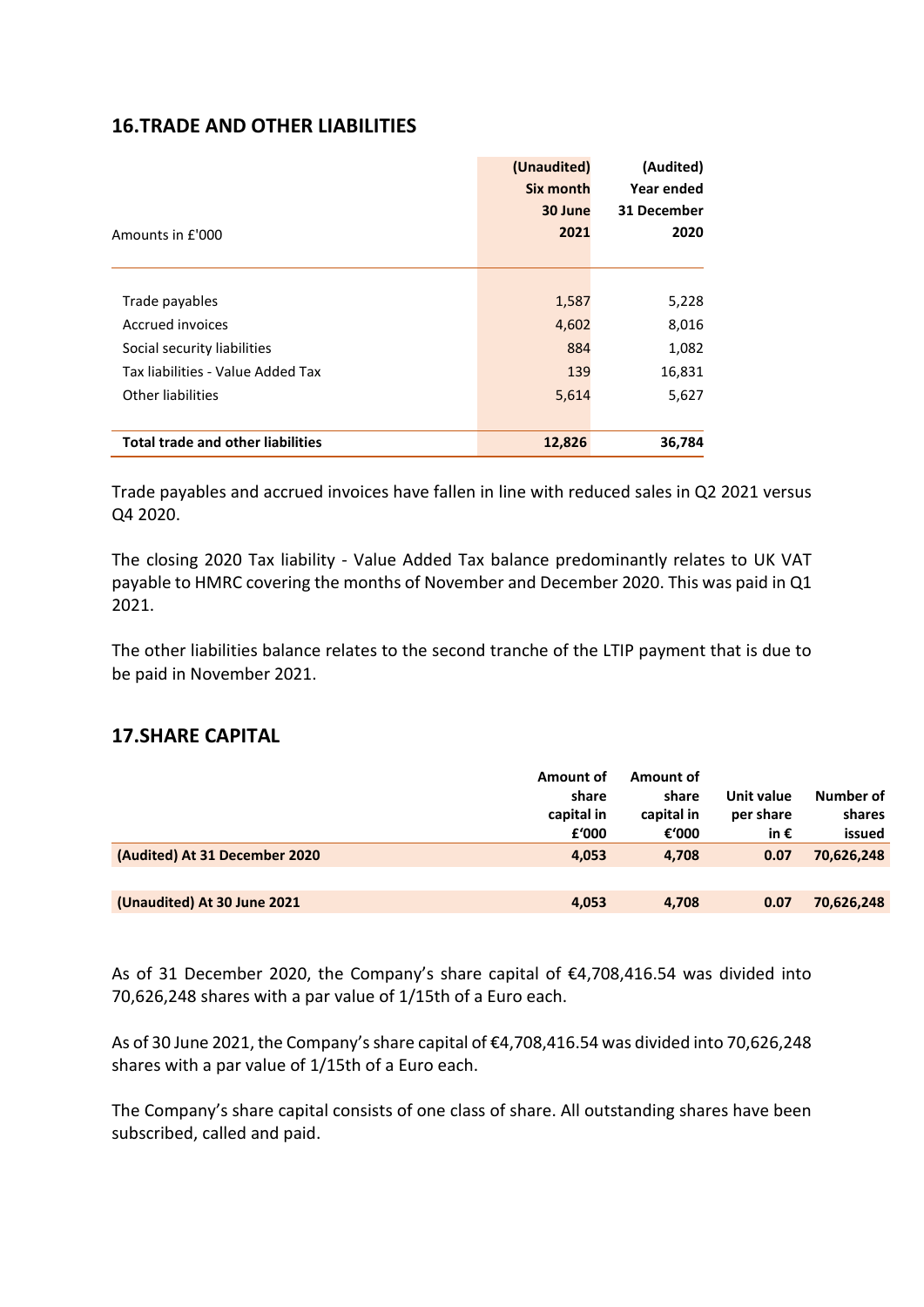## 16.TRADE AND OTHER LIABILITIES

| Amounts in £'000 | (Unaudited) Six month 30 June 2021 | (Audited) Year ended 31 December 2020 |
|---|---|---|
| Trade payables | 1,587 | 5,228 |
| Accrued invoices | 4,602 | 8,016 |
| Social security liabilities | 884 | 1,082 |
| Tax liabilities - Value Added Tax | 139 | 16,831 |
| Other liabilities | 5,614 | 5,627 |
| **Total trade and other liabilities** | **12,826** | **36,784** |

Trade payables and accrued invoices have fallen in line with reduced sales in Q2 2021 versus Q4 2020.

The closing 2020 Tax liability - Value Added Tax balance predominantly relates to UK VAT payable to HMRC covering the months of November and December 2020. This was paid in Q1 2021.

The other liabilities balance relates to the second tranche of the LTIP payment that is due to be paid in November 2021.

## 17.SHARE CAPITAL

| | Amount of share capital in £'000 | Amount of share capital in €'000 | Unit value per share in € | Number of shares issued |
|---|---|---|---|---|
| **(Audited) At 31 December 2020** | **4,053** | **4,708** | **0.07** | **70,626,248** |
| **(Unaudited) At 30 June 2021** | **4,053** | **4,708** | **0.07** | **70,626,248** |

As of 31 December 2020, the Company's share capital of €4,708,416.54 was divided into 70,626,248 shares with a par value of 1/15th of a Euro each.

As of 30 June 2021, the Company's share capital of €4,708,416.54 was divided into 70,626,248 shares with a par value of 1/15th of a Euro each.

The Company's share capital consists of one class of share. All outstanding shares have been subscribed, called and paid.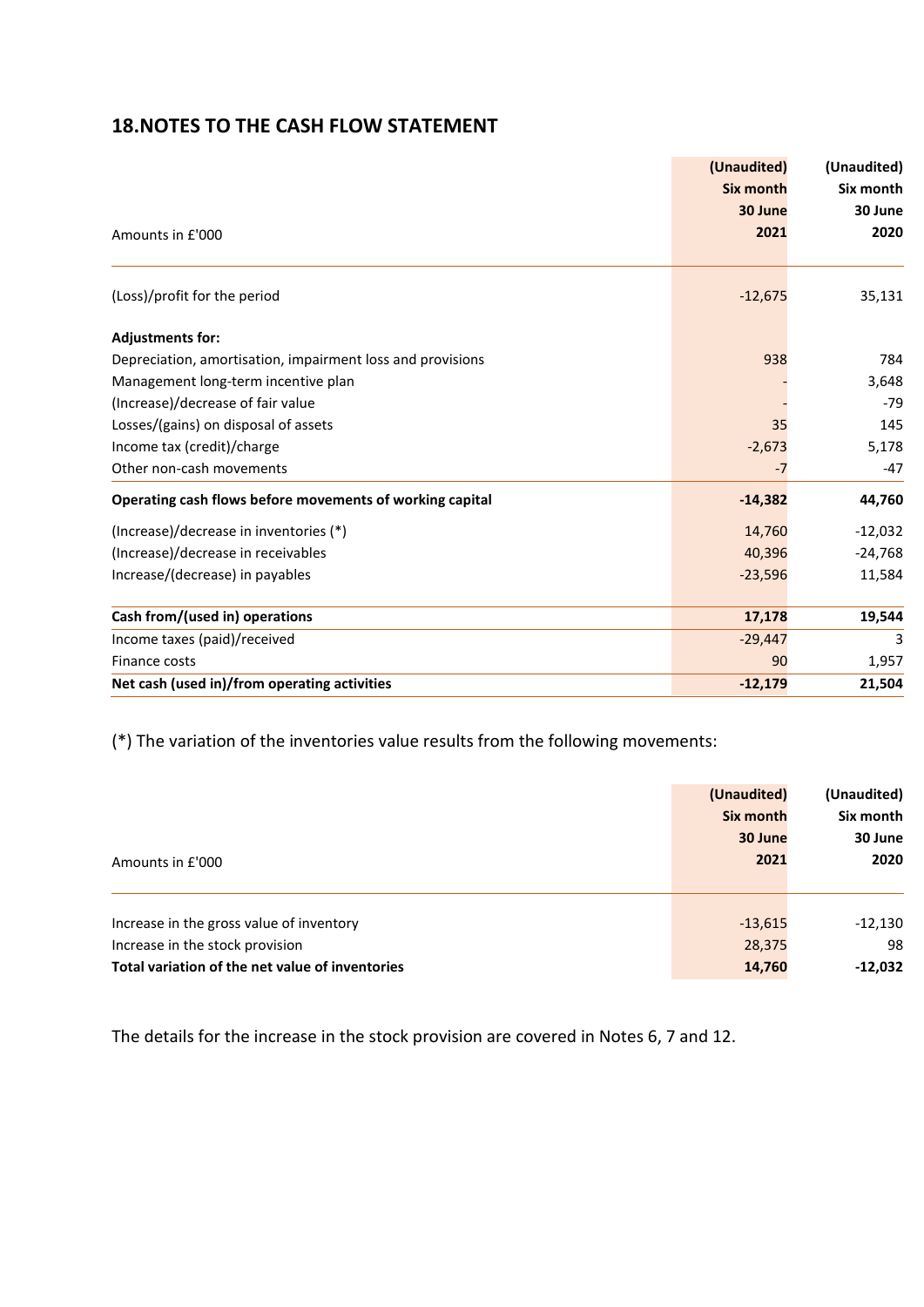## 18.NOTES TO THE CASH FLOW STATEMENT

| Amounts in £'000 | (Unaudited) Six month 30 June 2021 | (Unaudited) Six month 30 June 2020 |
|---|---|---|
| (Loss)/profit for the period | -12,675 | 35,131 |
| **Adjustments for:** | | |
| Depreciation, amortisation, impairment loss and provisions | 938 | 784 |
| Management long-term incentive plan | - | 3,648 |
| (Increase)/decrease of fair value | - | -79 |
| Losses/(gains) on disposal of assets | 35 | 145 |
| Income tax (credit)/charge | -2,673 | 5,178 |
| Other non-cash movements | -7 | -47 |
| **Operating cash flows before movements of working capital** | **-14,382** | **44,760** |
| (Increase)/decrease in inventories (*) | 14,760 | -12,032 |
| (Increase)/decrease in receivables | 40,396 | -24,768 |
| Increase/(decrease) in payables | -23,596 | 11,584 |
| **Cash from/(used in) operations** | **17,178** | **19,544** |
| Income taxes (paid)/received | -29,447 | 3 |
| Finance costs | 90 | 1,957 |
| **Net cash (used in)/from operating activities** | **-12,179** | **21,504** |

(*) The variation of the inventories value results from the following movements:

| Amounts in £'000 | (Unaudited) Six month 30 June 2021 | (Unaudited) Six month 30 June 2020 |
|---|---|---|
| Increase in the gross value of inventory | -13,615 | -12,130 |
| Increase in the stock provision | 28,375 | 98 |
| **Total variation of the net value of inventories** | **14,760** | **-12,032** |

The details for the increase in the stock provision are covered in Notes 6, 7 and 12.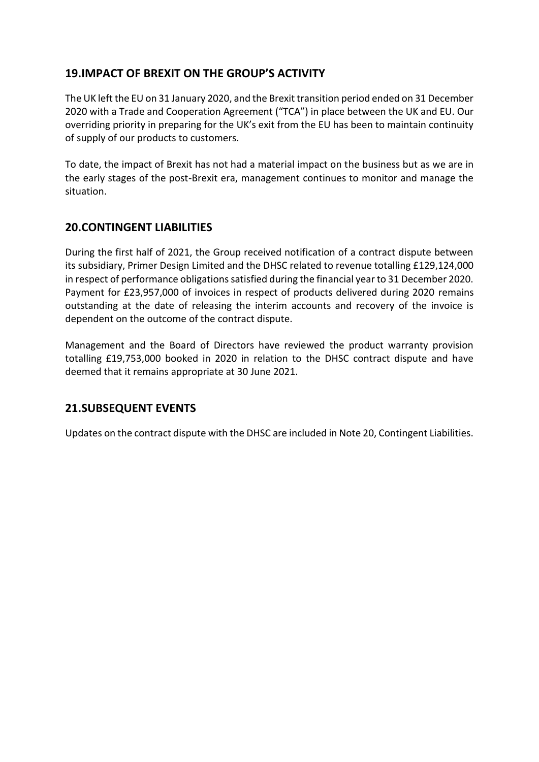## 19.IMPACT OF BREXIT ON THE GROUP'S ACTIVITY

The UK left the EU on 31 January 2020, and the Brexit transition period ended on 31 December 2020 with a Trade and Cooperation Agreement ("TCA") in place between the UK and EU. Our overriding priority in preparing for the UK's exit from the EU has been to maintain continuity of supply of our products to customers.

To date, the impact of Brexit has not had a material impact on the business but as we are in the early stages of the post-Brexit era, management continues to monitor and manage the situation.

## 20.CONTINGENT LIABILITIES

During the first half of 2021, the Group received notification of a contract dispute between its subsidiary, Primer Design Limited and the DHSC related to revenue totalling £129,124,000 in respect of performance obligations satisfied during the financial year to 31 December 2020. Payment for £23,957,000 of invoices in respect of products delivered during 2020 remains outstanding at the date of releasing the interim accounts and recovery of the invoice is dependent on the outcome of the contract dispute.

Management and the Board of Directors have reviewed the product warranty provision totalling £19,753,000 booked in 2020 in relation to the DHSC contract dispute and have deemed that it remains appropriate at 30 June 2021.

## 21.SUBSEQUENT EVENTS

Updates on the contract dispute with the DHSC are included in Note 20, Contingent Liabilities.